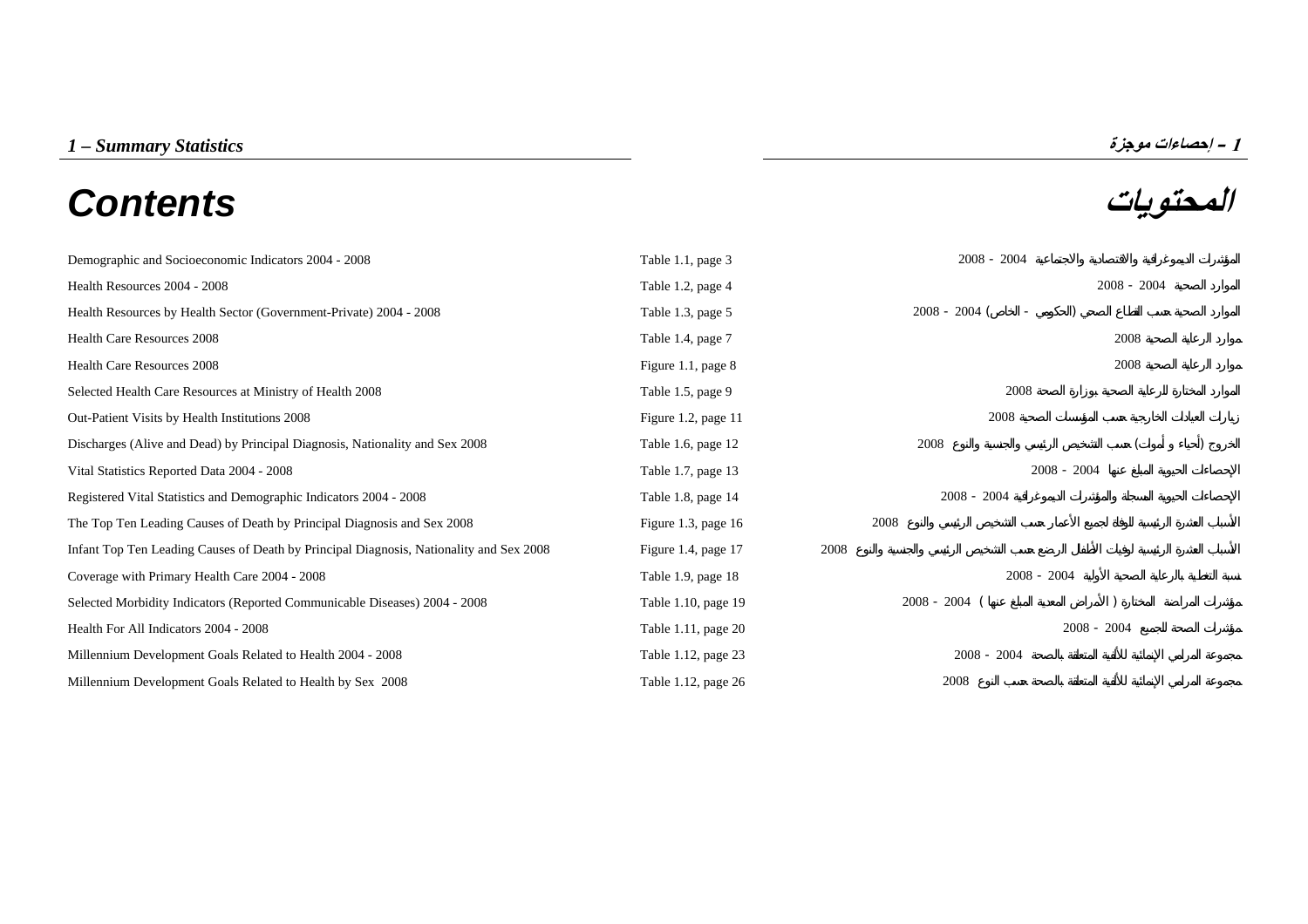*1 – Summary Statistics* | **1 – إحصاءات موجزة**

# Contents | المحتويات

| Contents | Reference | المحتويات |
|---|---|---|
| Demographic and Socioeconomic Indicators 2004 - 2008 | Table 1.1, page 3 | المؤشرات الديموغرافية والاقتصادية والاجتماعية 2004 - 2008 |
| Health Resources 2004 - 2008 | Table 1.2, page 4 | الموارد الصحية 2004 - 2008 |
| Health Resources by Health Sector (Government-Private) 2004 - 2008 | Table 1.3, page 5 | الموارد الصحية حسب القطاع الصحي (الحكومي - الخاص) 2004 - 2008 |
| Health Care Resources 2008 | Table 1.4, page 7 | موارد الرعاية الصحية 2008 |
| Health Care Resources 2008 | Figure 1.1, page 8 | موارد الرعاية الصحية 2008 |
| Selected Health Care Resources at Ministry of Health 2008 | Table 1.5, page 9 | الموارد المختارة للرعاية الصحية بوزارة الصحة 2008 |
| Out-Patient Visits by Health Institutions 2008 | Figure 1.2, page 11 | زيارات العيادات الخارجية حسب المؤسسات الصحية 2008 |
| Discharges (Alive and Dead) by Principal Diagnosis, Nationality and Sex 2008 | Table 1.6, page 12 | الخروج (أحياء و أموات) حسب التشخيص الرئيسي والجنسية والنوع 2008 |
| Vital Statistics Reported Data 2004 - 2008 | Table 1.7, page 13 | الإحصاءات الحيوية المبلغ عنها 2004 - 2008 |
| Registered Vital Statistics and Demographic Indicators 2004 - 2008 | Table 1.8, page 14 | الإحصاءات الحيوية المسجلة والمؤشرات الديموغرافية 2004 - 2008 |
| The Top Ten Leading Causes of Death by Principal Diagnosis and Sex 2008 | Figure 1.3, page 16 | الأسباب العشرة الرئيسية للوفاة لجميع الأعمار حسب التشخيص الرئيسي والنوع 2008 |
| Infant Top Ten Leading Causes of Death by Principal Diagnosis, Nationality and Sex 2008 | Figure 1.4, page 17 | الأسباب العشرة الرئيسية لوفيات الأطفال الرضع حسب التشخيص الرئيسي والجنسية والنوع 2008 |
| Coverage with Primary Health Care 2004 - 2008 | Table 1.9, page 18 | نسبة التغطية بالرعاية الصحية الأولية 2004 - 2008 |
| Selected Morbidity Indicators (Reported Communicable Diseases) 2004 - 2008 | Table 1.10, page 19 | مؤشرات المراضة المختارة ( الأمراض المعدية المبلغ عنها ) 2004 - 2008 |
| Health For All Indicators 2004 - 2008 | Table 1.11, page 20 | مؤشرات الصحة للجميع 2004 - 2008 |
| Millennium Development Goals Related to Health 2004 - 2008 | Table 1.12, page 23 | مجموعة المرامي الإنمائية للألفية المتعلقة بالصحة 2004 - 2008 |
| Millennium Development Goals Related to Health by Sex 2008 | Table 1.12, page 26 | مجموعة المرامي الإنمائية للألفية المتعلقة بالصحة حسب النوع 2008 |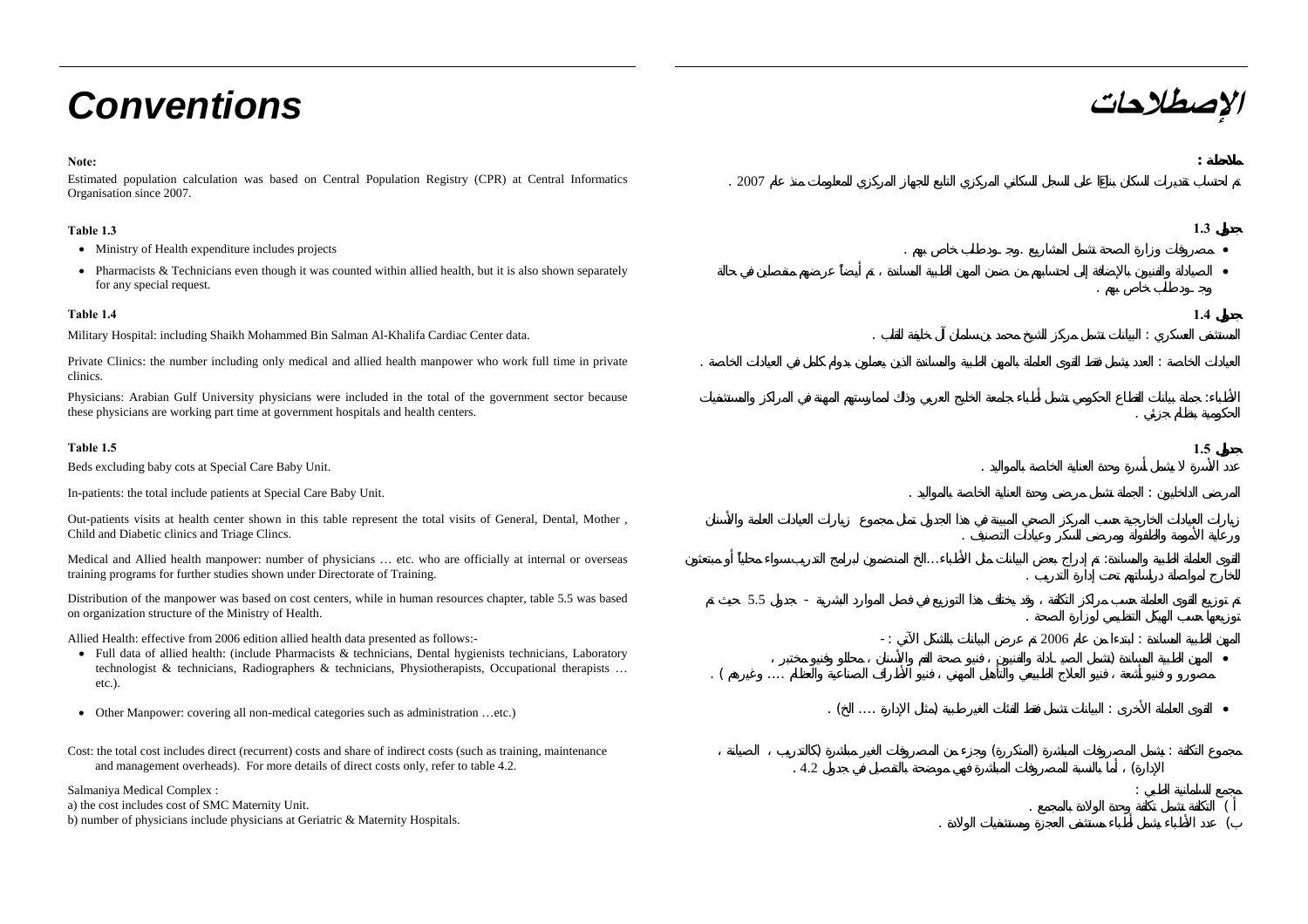# Conventions

# الإصطلاحات

**Note:**

Estimated population calculation was based on Central Population Registry (CPR) at Central Informatics Organisation since 2007.

**Table 1.3**

- Ministry of Health expenditure includes projects
- Pharmacists & Technicians even though it was counted within allied health, but it is also shown separately for any special request.

**Table 1.4**

Military Hospital: including Shaikh Mohammed Bin Salman Al-Khalifa Cardiac Center data.

Private Clinics: the number including only medical and allied health manpower who work full time in private clinics.

Physicians: Arabian Gulf University physicians were included in the total of the government sector because these physicians are working part time at government hospitals and health centers.

**Table 1.5**

Beds excluding baby cots at Special Care Baby Unit.

In-patients: the total include patients at Special Care Baby Unit.

Out-patients visits at health center shown in this table represent the total visits of General, Dental, Mother , Child and Diabetic clinics and Triage Clincs.

Medical and Allied health manpower: number of physicians … etc. who are officially at internal or overseas training programs for further studies shown under Directorate of Training.

Distribution of the manpower was based on cost centers, while in human resources chapter, table 5.5 was based on organization structure of the Ministry of Health.

Allied Health: effective from 2006 edition allied health data presented as follows:-

- Full data of allied health: (include Pharmacists & technicians, Dental hygienists technicians, Laboratory technologist & technicians, Radiographers & technicians, Physiotherapists, Occupational therapists … etc.).
- Other Manpower: covering all non-medical categories such as administration …etc.)

Cost: the total cost includes direct (recurrent) costs and share of indirect costs (such as training, maintenance and management overheads). For more details of direct costs only, refer to table 4.2.

Salmaniya Medical Complex :
a) the cost includes cost of SMC Maternity Unit.
b) number of physicians include physicians at Geriatric & Maternity Hospitals.

**ملاحظة :**

تم احتساب تقديرات السكان بناءًا على السجل السكاني المركزي التابع للجهاز المركزي للمعلومات منذ عام 2007 .

**جدول 1.3**

- مصروفات وزارة الصحة تشمل المشاريع .وجـدوطلب خاص بهم .
- الصيادلة والفنيون بالإضافة إلى احتسابهم من ضمن المهن الطبية المساندة ، تم أيضاً عرضهم منفصلين في حالة وجـدوطلب خاص بهم .

**جدول 1.4**

المستشفى العسكري : البيانات تشمل مركز الشيخ محمد بن سلمان آل خليفة للقلب .

العيادات الخاصة : العدد يشمل فقط القوى العاملة بالمهن الطبية والمساندة الذين يعملون بدوام كامل في العيادات الخاصة .

الأطباء: جملة بيانات القطاع الحكومي تشمل أطباء جامعة الخليج العربي وذلك لممارستهم المهنة في المراكز والمستشفيات الحكومية بنظام جزئي .

**جدول 1.5**

عدد الأسرة لا يشمل أسرة وحدة العناية الخاصة بالمواليد .

المرضى الداخليين : الجملة تشمل مرضى وحدة العناية الخاصة بالمواليد .

زيارات العيادات الخارجية حسب المراكز الصحي المبينة في هذا الجدول تمثل مجموع زيارات العيادات العامة والأسنان ورعاية الأمومة والطفولة ومرضى السكر وعيادات التصنيف .

القوى العاملة الطبية والمساندة: تم إدراج بعض البيانات مثل الأطباء...الخ المنضمين لبرامج التدريب سواء محلياً أو مبتعثين للخارج لمواصلة دراستهم تحت إدارة التدريب .

تم توزيع القوى العاملة حسب مراكز التكلفة ، وقد يختلف هذا التوزيع في فصل الموارد البشرية - جدول 5.5 حيث تم توزيعها حسب الهيكل التنظيمي لوزارة الصحة .

المهن الطبية المساندة : ابتداءًا من عام 2006 تم عرض البيانات بالشكل الآتي : -

- المهن الطبية المساندة (تشمل الصيـادلة والفنيين ، فنيو صحة الفم والأسنان ، محللو وفنيو مختبر ، مصورو وفنيو أشعة ، فنيو العلاج الطبيعي والتأهيل المهني ، فنيو الأطراف الصناعية والعظام .... وغيرهم ) .
- القوى العاملة الأخرى : البيانات تشمل فقط الفئات الغير طبية (مثل الإدارة .... الخ) .

مجموع التكلفة : يشمل المصروفات المباشرة (المتكررة) وجزء من المصروفات الغير مباشرة (كالتدريب ، الصيانة ، الإدارة) ، أما بالنسبة للمصروفات المباشرة فهي موضحة بالتفصيل في جدول 4.2 .

مجمع السلمانية الطبي :
أ ) التكلفة تشمل تكلفة وحدة الولادة بالمجمع .
ب) عدد الأطباء يشمل أطباء مستشفى العجزة ومستشفيات الولادة .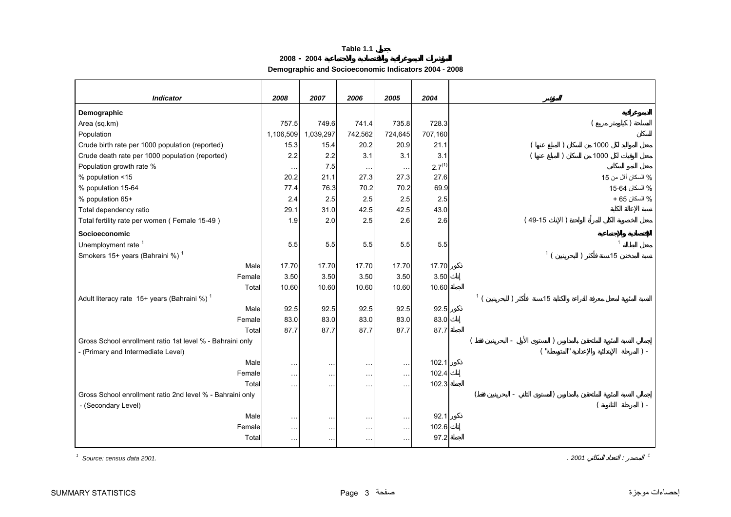**Table 1.1 جدول**

**المؤشرات الديموغرافية والاقتصادية والاجتماعية 2004 - 2008**

**Demographic and Socioeconomic Indicators 2004 - 2008**

| Indicator | 2008 | 2007 | 2006 | 2005 | 2004 | المؤشر |
|---|---|---|---|---|---|---|
| **Demographic** | | | | | | **الديموغرافية** |
| Area (sq.km) | 757.5 | 749.6 | 741.4 | 735.8 | 728.3 | المساحة ( كيلومتر مربع ) |
| Population | 1,106,509 | 1,039,297 | 742,562 | 724,645 | 707,160 | السكان |
| Crude birth rate per 1000 population (reported) | 15.3 | 15.4 | 20.2 | 20.9 | 21.1 | معدل المواليد لكل 1000 من السكان ( المبلغ عنها ) |
| Crude death rate per 1000 population (reported) | 2.2 | 2.2 | 3.1 | 3.1 | 3.1 | معدل الوفيات لكل 1000 من السكان ( المبلغ عنها ) |
| Population growth rate % | … | 7.5 | … | … | 2.7(1) | معدل النمو السكاني |
| % population <15 | 20.2 | 21.1 | 27.3 | 27.3 | 27.6 | % السكان أقل من 15 |
| % population 15-64 | 77.4 | 76.3 | 70.2 | 70.2 | 69.9 | % السكان 15-64 |
| % population 65+ | 2.4 | 2.5 | 2.5 | 2.5 | 2.5 | % السكان 65 + |
| Total dependency ratio | 29.1 | 31.0 | 42.5 | 42.5 | 43.0 | نسبة الإعالة الكلية |
| Total fertility rate per women ( Female 15-49 ) | 1.9 | 2.0 | 2.5 | 2.6 | 2.6 | معدل الخصوبة الكلي للمرأة الواحدة ( الإناث 15-49 ) |
| **Socioeconomic** | | | | | | **الاقتصادية والاجتماعية** |
| Unemployment rate [1] | 5.5 | 5.5 | 5.5 | 5.5 | 5.5 | معدل البطالة [1] |
| Smokers 15+ years (Bahraini %) [1] | | | | | | نسبة المدخنين 15سنة فأكثر ( للبحرينيين ) [1] |
| Male | 17.70 | 17.70 | 17.70 | 17.70 | 17.70 | ذكور |
| Female | 3.50 | 3.50 | 3.50 | 3.50 | 3.50 | إناث |
| Total | 10.60 | 10.60 | 10.60 | 10.60 | 10.60 | الجملة |
| Adult literacy rate 15+ years (Bahraini %) [1] | | | | | | النسبة المئوية لمعدل معرفة القراءة والكتابة 15سنة فأكثر ( للبحرينيين ) [1] |
| Male | 92.5 | 92.5 | 92.5 | 92.5 | 92.5 | ذكور |
| Female | 83.0 | 83.0 | 83.0 | 83.0 | 83.0 | إناث |
| Total | 87.7 | 87.7 | 87.7 | 87.7 | 87.7 | الجملة |
| Gross School enrollment ratio 1st level % - Bahraini only - (Primary and Intermediate Level) | | | | | | إجمالي النسبة المئوية للملتحقين بالمدارس ( المستوى الأول - البحرينيين فقط ) - ( المرحلة الإبتدائية والإعدادية "المتوسطة" ) |
| Male | … | … | … | … | 102.1 | ذكور |
| Female | … | … | … | … | 102.4 | إناث |
| Total | … | … | … | … | 102.3 | الجملة |
| Gross School enrollment ratio 2nd level % - Bahraini only - (Secondary Level) | | | | | | إجمالي النسبة المئوية للملتحقين بالمدارس (المستوى الثاني - البحرينيين فقط) - ( المرحلة الثانوية ) |
| Male | … | … | … | … | 92.1 | ذكور |
| Female | … | … | … | … | 102.6 | إناث |
| Total | … | … | … | … | 97.2 | الجملة |

[1] *Source: census data 2001.*

[1] *المصدر : التعداد السكاني 2001 .*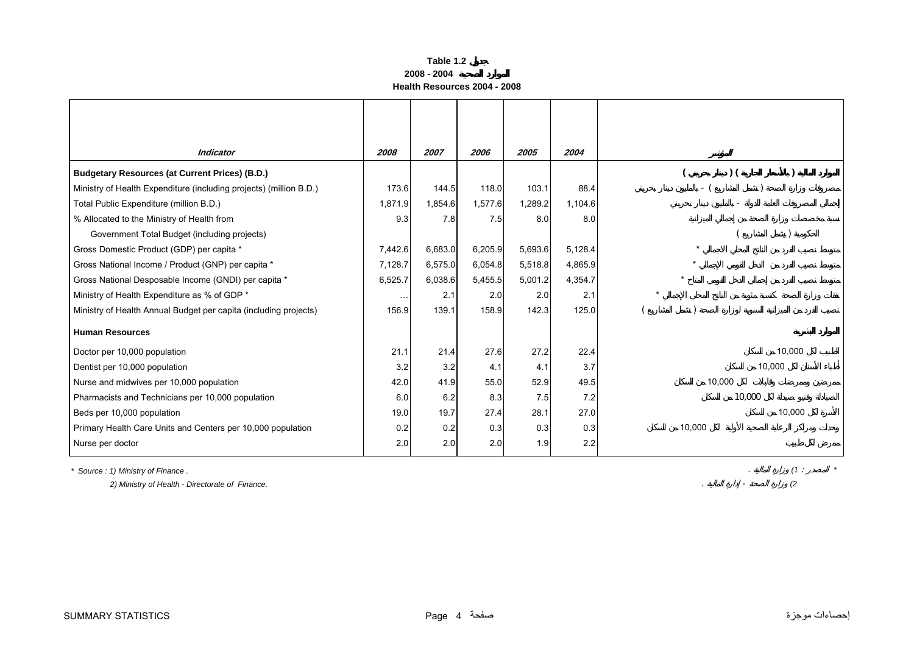# Table 1.2 جدول

## الموارد الصحية 2004 - 2008

## Health Resources 2004 - 2008

| *Indicator* | *2008* | *2007* | *2006* | *2005* | *2004* | المؤشر |
|---|---|---|---|---|---|---|
| **Budgetary Resources (at Current Prices) (B.D.)** | | | | | | **الموارد المالية ( بالأسعار الجارية ) ( دينار بحريني )** |
| Ministry of Health Expenditure (including projects) (million B.D.) | 173.6 | 144.5 | 118.0 | 103.1 | 88.4 | مصروفات وزارة الصحة ( تشمل المشاريع ) - بالمليون دينار بحريني |
| Total Public Expenditure (million B.D.) | 1,871.9 | 1,854.6 | 1,577.6 | 1,289.2 | 1,104.6 | إجمالي المصروفات العامة للدولة - بالمليون دينار بحريني |
| % Allocated to the Ministry of Health from Government Total Budget (including projects) | 9.3 | 7.8 | 7.5 | 8.0 | 8.0 | نسبة مخصصات وزارة الصحة من إجمالي الميزانية الحكومية ( تشمل المشاريع ) |
| Gross Domestic Product (GDP) per capita * | 7,442.6 | 6,683.0 | 6,205.9 | 5,693.6 | 5,128.4 | متوسط نصيب الفرد من الناتج المحلي الاجمالي * |
| Gross National Income / Product (GNP) per capita * | 7,128.7 | 6,575.0 | 6,054.8 | 5,518.8 | 4,865.9 | متوسط نصيب الفرد من الدخل القومي الإجمالي * |
| Gross National Desposable Income (GNDI) per capita * | 6,525.7 | 6,038.6 | 5,455.5 | 5,001.2 | 4,354.7 | متوسط نصيب الفرد من إجمالي الدخل القومي المتاح * |
| Ministry of Health Expenditure as % of GDP * | … | 2.1 | 2.0 | 2.0 | 2.1 | نفقات وزارة الصحة كنسبة مئوية من الناتج المحلي الإجمالي * |
| Ministry of Health Annual Budget per capita (including projects) | 156.9 | 139.1 | 158.9 | 142.3 | 125.0 | نصيب الفرد من الميزانية السنوية لوزارة الصحة ( تشمل المشاريع ) |
| **Human Resources** | | | | | | **الموارد البشرية** |
| Doctor per 10,000 population | 21.1 | 21.4 | 27.6 | 27.2 | 22.4 | الطبيب لكل 10,000 من السكان |
| Dentist per 10,000 population | 3.2 | 3.2 | 4.1 | 4.1 | 3.7 | أطباء الأسنان لكل 10,000 من السكان |
| Nurse and midwives per 10,000 population | 42.0 | 41.9 | 55.0 | 52.9 | 49.5 | ممرضين وممرضات وقابلات لكل 10,000 من السكان |
| Pharmacists and Technicians per 10,000 population | 6.0 | 6.2 | 8.3 | 7.5 | 7.2 | الصيادلة وفنيو صيدلة لكل 10,000 من السكان |
| Beds per 10,000 population | 19.0 | 19.7 | 27.4 | 28.1 | 27.0 | الأسرة لكل 10,000 من السكان |
| Primary Health Care Units and Centers per 10,000 population | 0.2 | 0.2 | 0.3 | 0.3 | 0.3 | وحدات ومراكز الرعاية الصحية الأولية لكل 10,000 من السكان |
| Nurse per doctor | 2.0 | 2.0 | 2.0 | 1.9 | 2.2 | ممرض لكل طبيب |

*\* Source : 1) Ministry of Finance .*

*2) Ministry of Health - Directorate of Finance.*

*\* المصدر : (1 وزارة المالية .*

*(2 وزارة الصحة - إدارة المالية .*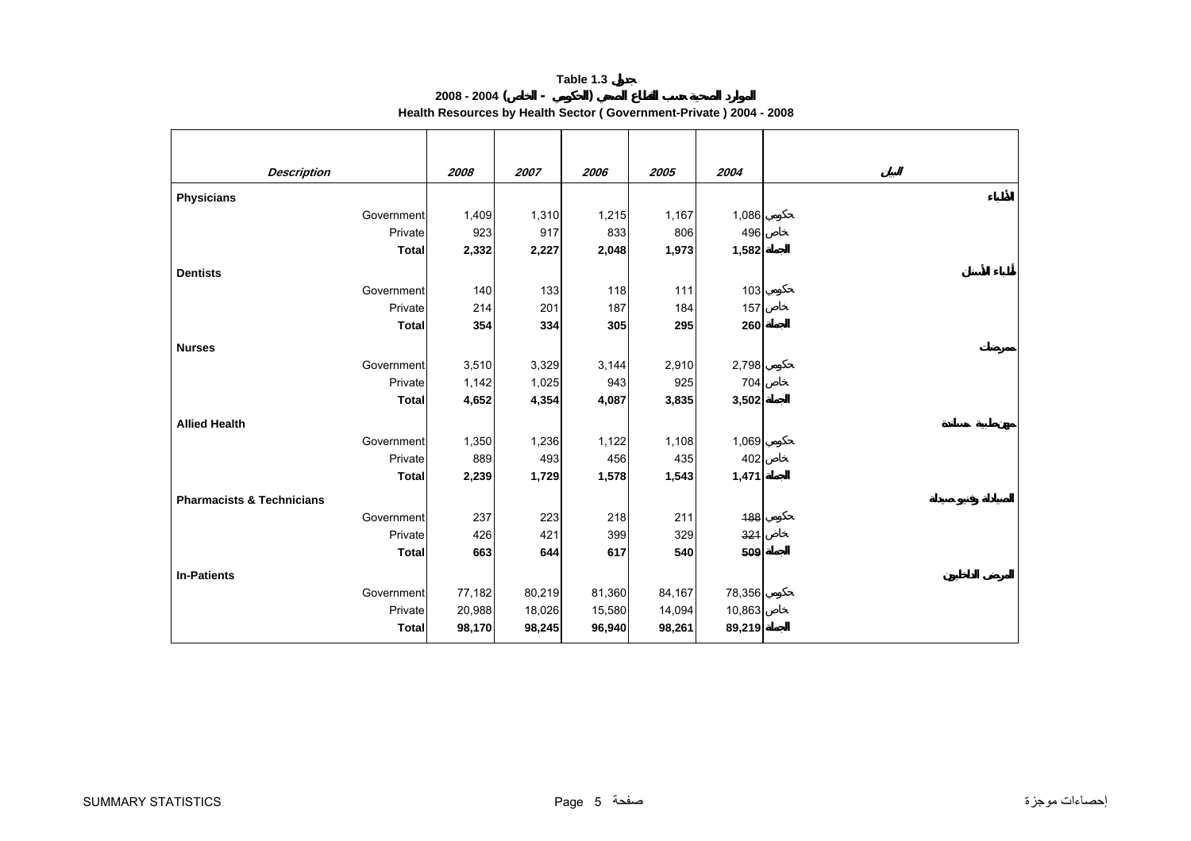# Table 1.3 جدول

## الموارد الصحية حسب القطاع الصحي (الحكومي - الخاص) 2004 - 2008

## Health Resources by Health Sector ( Government-Private ) 2004 - 2008

| Description | 2008 | 2007 | 2006 | 2005 | 2004 | البيان |
|---|---|---|---|---|---|---|
| **Physicians** | | | | | | الأطباء |
| Government | 1,409 | 1,310 | 1,215 | 1,167 | 1,086 | حكومي |
| Private | 923 | 917 | 833 | 806 | 496 | خاص |
| **Total** | **2,332** | **2,227** | **2,048** | **1,973** | **1,582** | **الجملة** |
| **Dentists** | | | | | | أطباء الأسنان |
| Government | 140 | 133 | 118 | 111 | 103 | حكومي |
| Private | 214 | 201 | 187 | 184 | 157 | خاص |
| **Total** | **354** | **334** | **305** | **295** | **260** | **الجملة** |
| **Nurses** | | | | | | ممرضات |
| Government | 3,510 | 3,329 | 3,144 | 2,910 | 2,798 | حكومي |
| Private | 1,142 | 1,025 | 943 | 925 | 704 | خاص |
| **Total** | **4,652** | **4,354** | **4,087** | **3,835** | **3,502** | **الجملة** |
| **Allied Health** | | | | | | مهن طبية مساندة |
| Government | 1,350 | 1,236 | 1,122 | 1,108 | 1,069 | حكومي |
| Private | 889 | 493 | 456 | 435 | 402 | خاص |
| **Total** | **2,239** | **1,729** | **1,578** | **1,543** | **1,471** | **الجملة** |
| **Pharmacists & Technicians** | | | | | | الصيادلة وفنيو صيدلة |
| Government | 237 | 223 | 218 | 211 | 188 | حكومي |
| Private | 426 | 421 | 399 | 329 | 321 | خاص |
| **Total** | **663** | **644** | **617** | **540** | **509** | **الجملة** |
| **In-Patients** | | | | | | المرضى الداخليون |
| Government | 77,182 | 80,219 | 81,360 | 84,167 | 78,356 | حكومي |
| Private | 20,988 | 18,026 | 15,580 | 14,094 | 10,863 | خاص |
| **Total** | **98,170** | **98,245** | **96,940** | **98,261** | **89,219** | **الجملة** |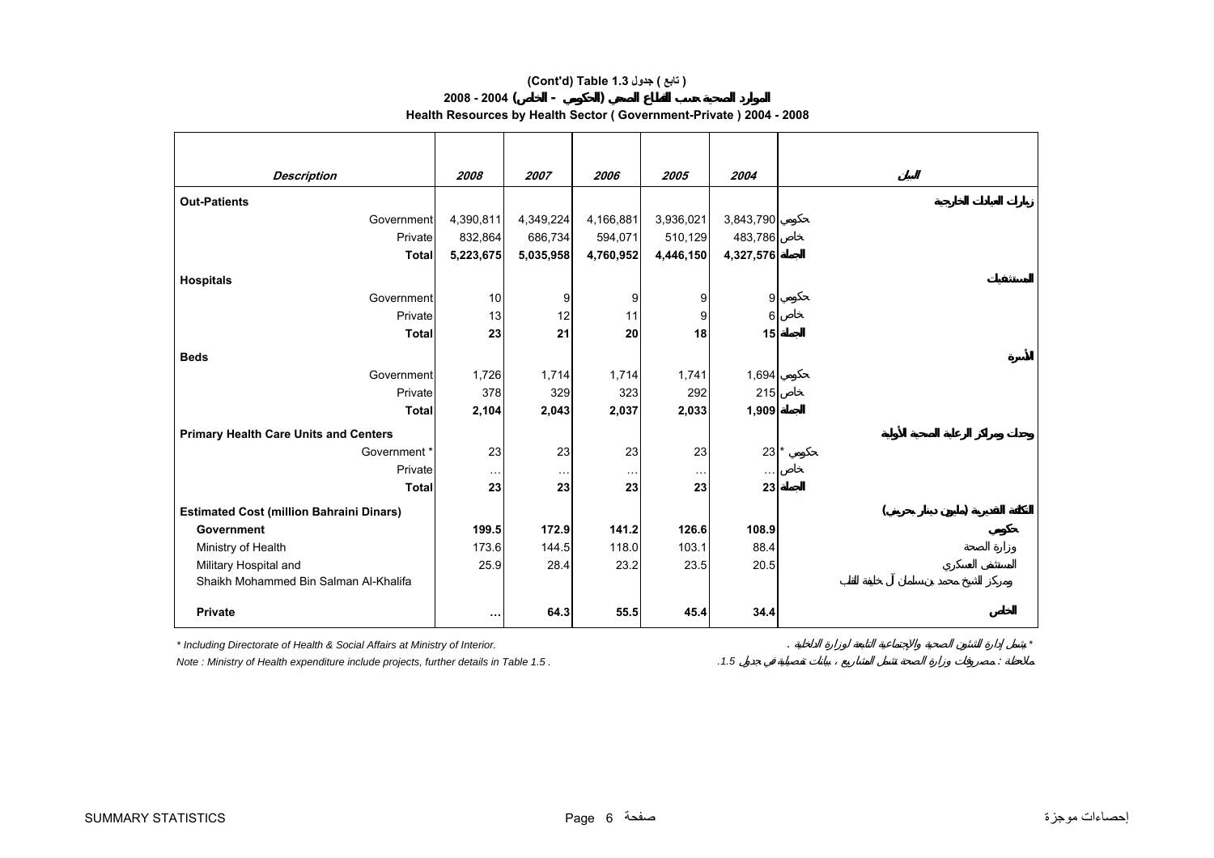# (Cont'd) Table 1.3 جدول ( تابع )

## الموارد الصحية حسب القطاع الصحي (الحكومي - الخاص) 2004 - 2008

## Health Resources by Health Sector ( Government-Private ) 2004 - 2008

| Description | 2008 | 2007 | 2006 | 2005 | 2004 | البيان |
|---|---|---|---|---|---|---|
| **Out-Patients** | | | | | | زيارات العيادات الخارجية |
| Government | 4,390,811 | 4,349,224 | 4,166,881 | 3,936,021 | 3,843,790 | حكومي |
| Private | 832,864 | 686,734 | 594,071 | 510,129 | 483,786 | خاص |
| **Total** | **5,223,675** | **5,035,958** | **4,760,952** | **4,446,150** | **4,327,576** | **الجملة** |
| **Hospitals** | | | | | | المستشفيات |
| Government | 10 | 9 | 9 | 9 | 9 | حكومي |
| Private | 13 | 12 | 11 | 9 | 6 | خاص |
| **Total** | **23** | **21** | **20** | **18** | **15** | **الجملة** |
| **Beds** | | | | | | الأسرة |
| Government | 1,726 | 1,714 | 1,714 | 1,741 | 1,694 | حكومي |
| Private | 378 | 329 | 323 | 292 | 215 | خاص |
| **Total** | **2,104** | **2,043** | **2,037** | **2,033** | **1,909** | **الجملة** |
| **Primary Health Care Units and Centers** | | | | | | وحدات ومراكز الرعاية الصحية الأولية |
| Government * | 23 | 23 | 23 | 23 | 23 | حكومي * |
| Private | … | … | … | … | … | خاص |
| **Total** | **23** | **23** | **23** | **23** | **23** | **الجملة** |
| **Estimated Cost (million Bahraini Dinars)** | | | | | | التكلفة التقديرية (مليون دينار بحريني) |
| **Government** | **199.5** | **172.9** | **141.2** | **126.6** | **108.9** | **حكومي** |
| Ministry of Health | 173.6 | 144.5 | 118.0 | 103.1 | 88.4 | وزارة الصحة |
| Military Hospital and Shaikh Mohammed Bin Salman Al-Khalifa | 25.9 | 28.4 | 23.2 | 23.5 | 20.5 | المستشفى العسكري ومركز الشيخ محمد بن سلمان آل خليفة للقلب |
| **Private** | **…** | **64.3** | **55.5** | **45.4** | **34.4** | **الخاص** |

\* Including Directorate of Health & Social Affairs at Ministry of Interior.

\* يشمل إدارة الشئون الصحية والاجتماعية التابعة لوزارة الداخلية .

Note : Ministry of Health expenditure include projects, further details in Table 1.5 .

ملاحظة : مصروفات وزارة الصحة تشمل المشاريع ، بيانات تفصيلية في جدول 1.5 .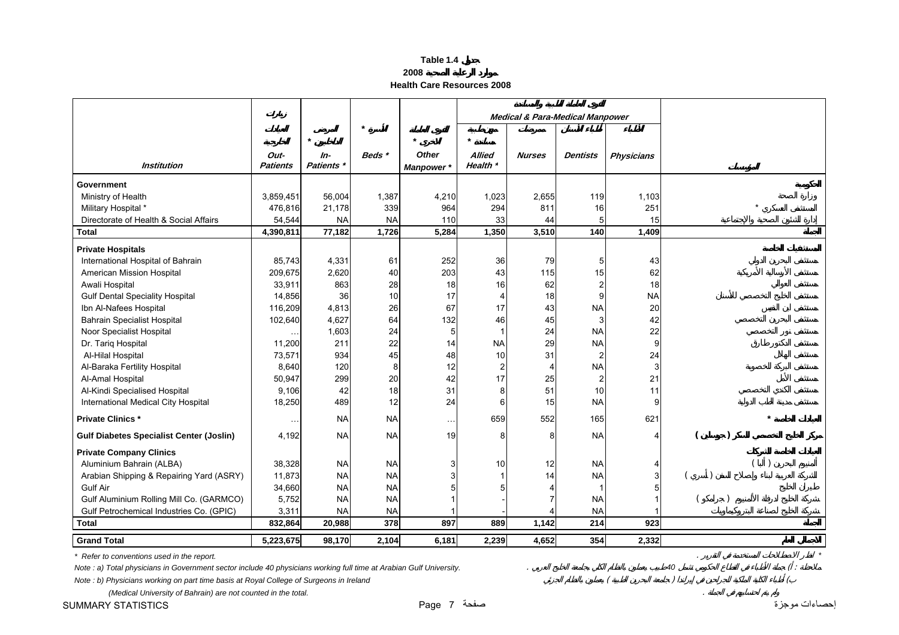**Table 1.4 جدول**

**2008 موارد الرعاية الصحية**

**Health Care Resources 2008**

| Institution | زيارات العيادات الخارجية Out-Patients | المرضى الداخليين * In-Patients * | الأسرة * Beds * | القوى العاملة الأخرى * Other Manpower * | القوى العاملة الطبية والمساندة Medical & Para-Medical Manpower | | | | المؤسسة |
|---|---|---|---|---|---|---|---|---|---|
| | | | | | مهن طبية مساندة * Allied Health * | ممرضات Nurses | أطباء الأسنان Dentists | الأطباء Physicians | |
| **Government** | | | | | | | | | **الحكومية** |
| Ministry of Health | 3,859,451 | 56,004 | 1,387 | 4,210 | 1,023 | 2,655 | 119 | 1,103 | وزارة الصحة |
| Military Hospital * | 476,816 | 21,178 | 339 | 964 | 294 | 811 | 16 | 251 | المستشفى العسكري * |
| Directorate of Health & Social Affairs | 54,544 | NA | NA | 110 | 33 | 44 | 5 | 15 | إدارة الشئون الصحية والاجتماعية |
| **Total** | **4,390,811** | **77,182** | **1,726** | **5,284** | **1,350** | **3,510** | **140** | **1,409** | **الجملة** |
| **Private Hospitals** | | | | | | | | | **المستشفيات الخاصة** |
| International Hospital of Bahrain | 85,743 | 4,331 | 61 | 252 | 36 | 79 | 5 | 43 | مستشفى البحرين الدولي |
| American Mission Hospital | 209,675 | 2,620 | 40 | 203 | 43 | 115 | 15 | 62 | مستشفى الإرسالية الأمريكية |
| Awali Hospital | 33,911 | 863 | 28 | 18 | 16 | 62 | 2 | 18 | مستشفى العوالي |
| Gulf Dental Speciality Hospital | 14,856 | 36 | 10 | 17 | 4 | 18 | 9 | NA | مستشفى الخليج التخصصي للأسنان |
| Ibn Al-Nafees Hospital | 116,209 | 4,813 | 26 | 67 | 17 | 43 | NA | 20 | مستشفى ابن النفيس |
| Bahrain Specialist Hospital | 102,640 | 4,627 | 64 | 132 | 46 | 45 | 3 | 42 | مستشفى البحرين التخصصي |
| Noor Specialist Hospital | … | 1,603 | 24 | 5 | 1 | 24 | NA | 22 | مستشفى نور التخصصي |
| Dr. Tariq Hospital | 11,200 | 211 | 22 | 14 | NA | 29 | NA | 9 | مستشفى الدكتور طارق |
| Al-Hilal Hospital | 73,571 | 934 | 45 | 48 | 10 | 31 | 2 | 24 | مستشفى الهلال |
| Al-Baraka Fertility Hospital | 8,640 | 120 | 8 | 12 | 2 | 4 | NA | 3 | مستشفى البركة للخصوبة |
| Al-Amal Hospital | 50,947 | 299 | 20 | 42 | 17 | 25 | 2 | 21 | مستشفى الأمل |
| Al-Kindi Specialised Hospital | 9,106 | 42 | 18 | 31 | 8 | 51 | 10 | 11 | مستشفى الكندي التخصصي |
| International Medical City Hospital | 18,250 | 489 | 12 | 24 | 6 | 15 | NA | 9 | مستشفى مدينة الطب الدولية |
| **Private Clinics *** | … | NA | NA | … | 659 | 552 | 165 | 621 | **العيادات الخاصة *** |
| **Gulf Diabetes Specialist Center (Joslin)** | 4,192 | NA | NA | 19 | 8 | 8 | NA | 4 | **مركز الخليج التخصصي للسكر ( جوسلين )** |
| **Private Company Clinics** | | | | | | | | | **العيادات الخاصة للشركات** |
| Aluminium Bahrain (ALBA) | 38,328 | NA | NA | 3 | 10 | 12 | NA | 4 | ألمنيوم البحرين ( ألبا ) |
| Arabian Shipping & Repairing Yard (ASRY) | 11,873 | NA | NA | 3 | 1 | 14 | NA | 3 | الشركة العربية لبناء وإصلاح السفن ( أسري ) |
| Gulf Air | 34,660 | NA | NA | 5 | 5 | 4 | 1 | 5 | طيران الخليج |
| Gulf Aluminium Rolling Mill Co. (GARMCO) | 5,752 | NA | NA | 1 | - | 7 | NA | 1 | شركة الخليج لدرفلة الألمنيوم ( جرامكو ) |
| Gulf Petrochemical Industries Co. (GPIC) | 3,311 | NA | NA | 1 | - | 4 | NA | 1 | شركة الخليج لصناعة البتروكيماويات |
| **Total** | **832,864** | **20,988** | **378** | **897** | **889** | **1,142** | **214** | **923** | **الجملة** |
| **Grand Total** | **5,223,675** | **98,170** | **2,104** | **6,181** | **2,239** | **4,652** | **354** | **2,332** | **الجملة العام** |

*Refer to conventions used in the report.* — * انظر الاصطلاحات المستخدمة في التقرير .

*Note : a) Total physicians in Government sector include 40 physicians working full time at Arabian Gulf University.* — ملاحظة : أ) جملة الأطباء في القطاع الحكومي تشمل 40 طبيب يعملون بالنظام الكلي بجامعة الخليج العربي .

*Note : b) Physicians working on part time basis at Royal College of Surgeons in Ireland (Medical University of Bahrain) are not counted in the total.* — ب) أطباء الكلية الملكية للجراحين في إيرلندا ( جامعة البحرين الطبية ) يعملون بالنظام الجزئي ولم يتم احتسابهم في الجملة .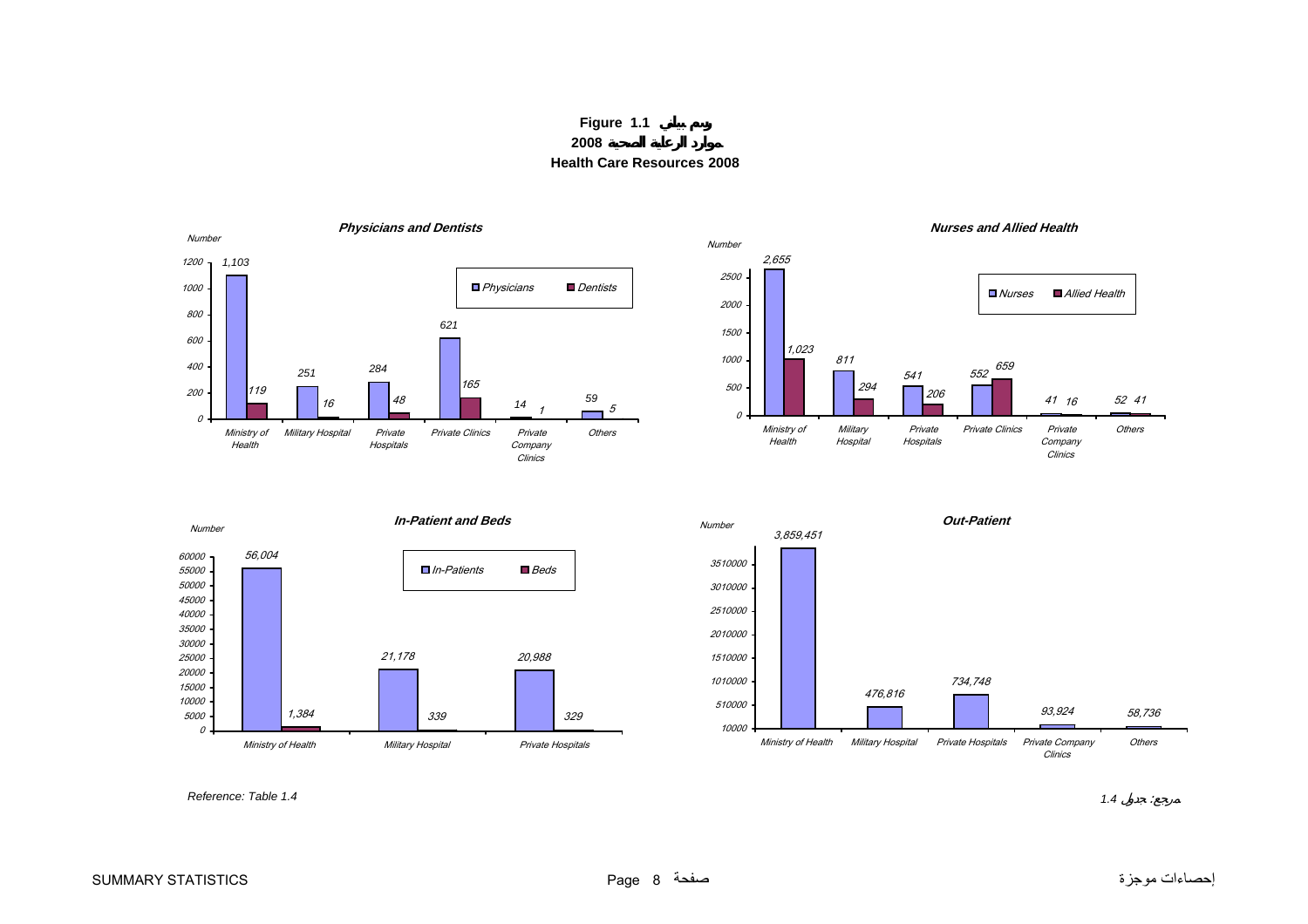**Figure 1.1 رسم بياني**

**موارد الرعاية الصحية 2008**

**Health Care Resources 2008**

**Physicians and Dentists**

| | Physicians | Dentists |
|---|---|---|
| Ministry of Health | 1,103 | 119 |
| Military Hospital | 251 | 16 |
| Private Hospitals | 284 | 48 |
| Private Clinics | 621 | 165 |
| Private Company Clinics | 14 | 1 |
| Others | 59 | 5 |

**Nurses and Allied Health**

| | Nurses | Allied Health |
|---|---|---|
| Ministry of Health | 2,655 | 1,023 |
| Military Hospital | 811 | 294 |
| Private Hospitals | 541 | 206 |
| Private Clinics | 552 | 659 |
| Private Company Clinics | 41 | 16 |
| Others | 52 | 41 |

**In-Patient and Beds**

| | In-Patients | Beds |
|---|---|---|
| Ministry of Health | 56,004 | 1,384 |
| Military Hospital | 21,178 | 339 |
| Private Hospitals | 20,988 | 329 |

**Out-Patient**

| | Out-Patient |
|---|---|
| Ministry of Health | 3,859,451 |
| Military Hospital | 476,816 |
| Private Hospitals | 734,748 |
| Private Company Clinics | 93,924 |
| Others | 58,736 |

Reference: Table 1.4

مرجع: جدول 1.4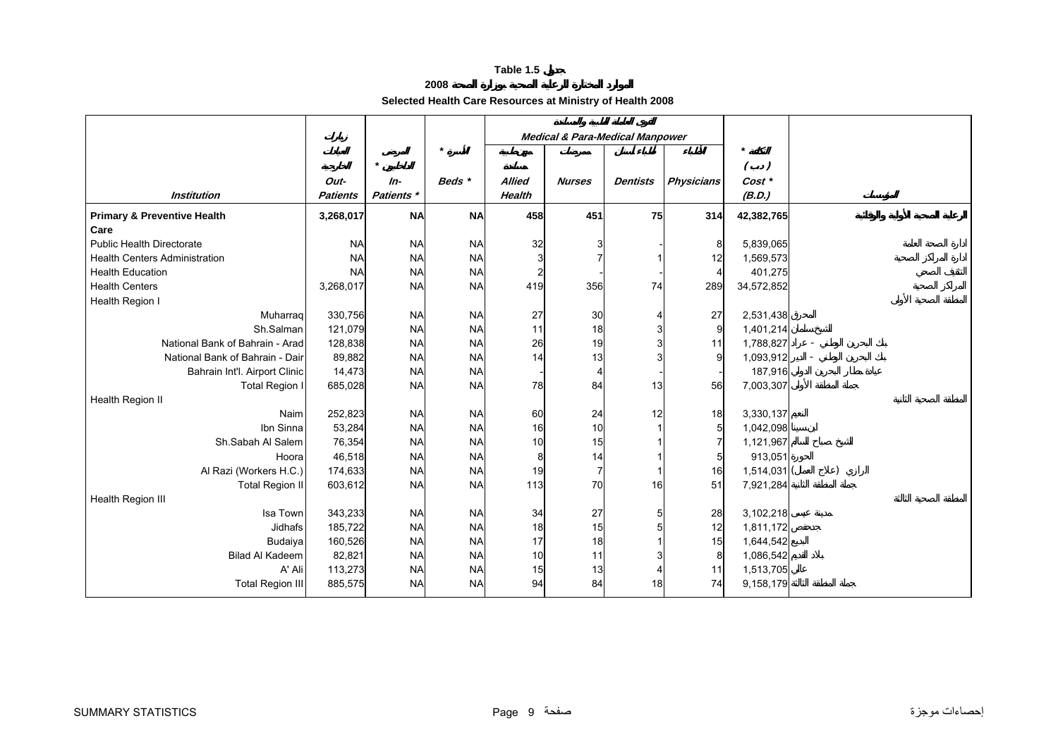**Table 1.5 جدول**

**الموارد المختارة للرعاية الصحية بوزارة الصحة 2008**

**Selected Health Care Resources at Ministry of Health 2008**

| Institution | زيارات العيادات الخارجية Out-Patients | المرضى الداخليين * In-Patients * | الأسرة * Beds * | القوى العاملة الطبية والمساندة Medical & Para-Medical Manpower مهن صحية مساندة Allied Health | ممرضين Nurses | أطباء أسنان Dentists | الأطباء Physicians | التكلفة * (د.ب) Cost * (B.D.) | المؤسسة |
|---|---|---|---|---|---|---|---|---|---|
| **Primary & Preventive Health Care** | **3,268,017** | **NA** | **NA** | **458** | **451** | **75** | **314** | **42,382,765** | **الرعاية الصحية الأولية والوقائية** |
| Public Health Directorate | NA | NA | NA | 32 | 3 | - | 8 | 5,839,065 | إدارة الصحة العامة |
| Health Centers Administration | NA | NA | NA | 3 | 7 | 1 | 12 | 1,569,573 | إدارة المراكز الصحية |
| Health Education | NA | NA | NA | 2 | - | - | 4 | 401,275 | التثقيف الصحي |
| Health Centers | 3,268,017 | NA | NA | 419 | 356 | 74 | 289 | 34,572,852 | المراكز الصحية |
| Health Region I | | | | | | | | | المنطقة الصحية الأولى |
| Muharraq | 330,756 | NA | NA | 27 | 30 | 4 | 27 | 2,531,438 | المحرق |
| Sh.Salman | 121,079 | NA | NA | 11 | 18 | 3 | 9 | 1,401,214 | الشيخ سلمان |
| National Bank of Bahrain - Arad | 128,838 | NA | NA | 26 | 19 | 3 | 11 | 1,788,827 | بنك البحرين الوطني - عراد |
| National Bank of Bahrain - Dair | 89,882 | NA | NA | 14 | 13 | 3 | 9 | 1,093,912 | بنك البحرين الوطني - الدير |
| Bahrain Int'l. Airport Clinic | 14,473 | NA | NA | - | 4 | - | - | 187,916 | عيادة مطار البحرين الدولي |
| Total Region I | 685,028 | NA | NA | 78 | 84 | 13 | 56 | 7,003,307 | جملة المنطقة الأولى |
| Health Region II | | | | | | | | | المنطقة الصحية الثانية |
| Naim | 252,823 | NA | NA | 60 | 24 | 12 | 18 | 3,330,137 | النعيم |
| Ibn Sinna | 53,284 | NA | NA | 16 | 10 | 1 | 5 | 1,042,098 | ابن سينا |
| Sh.Sabah Al Salem | 76,354 | NA | NA | 10 | 15 | 1 | 7 | 1,121,967 | الشيخ صباح السالم |
| Hoora | 46,518 | NA | NA | 8 | 14 | 1 | 5 | 913,051 | الحورة |
| Al Razi (Workers H.C.) | 174,633 | NA | NA | 19 | 7 | 1 | 16 | 1,514,031 | الرازي (علاج العمال) |
| Total Region II | 603,612 | NA | NA | 113 | 70 | 16 | 51 | 7,921,284 | جملة المنطقة الثانية |
| Health Region III | | | | | | | | | المنطقة الصحية الثالثة |
| Isa Town | 343,233 | NA | NA | 34 | 27 | 5 | 28 | 3,102,218 | مدينة عيسى |
| Jidhafs | 185,722 | NA | NA | 18 | 15 | 5 | 12 | 1,811,172 | جدحفص |
| Budaiya | 160,526 | NA | NA | 17 | 18 | 1 | 15 | 1,644,542 | البديع |
| Bilad Al Kadeem | 82,821 | NA | NA | 10 | 11 | 3 | 8 | 1,086,542 | بلاد القديم |
| A' Ali | 113,273 | NA | NA | 15 | 13 | 4 | 11 | 1,513,705 | عالي |
| Total Region III | 885,575 | NA | NA | 94 | 84 | 18 | 74 | 9,158,179 | جملة المنطقة الثالثة |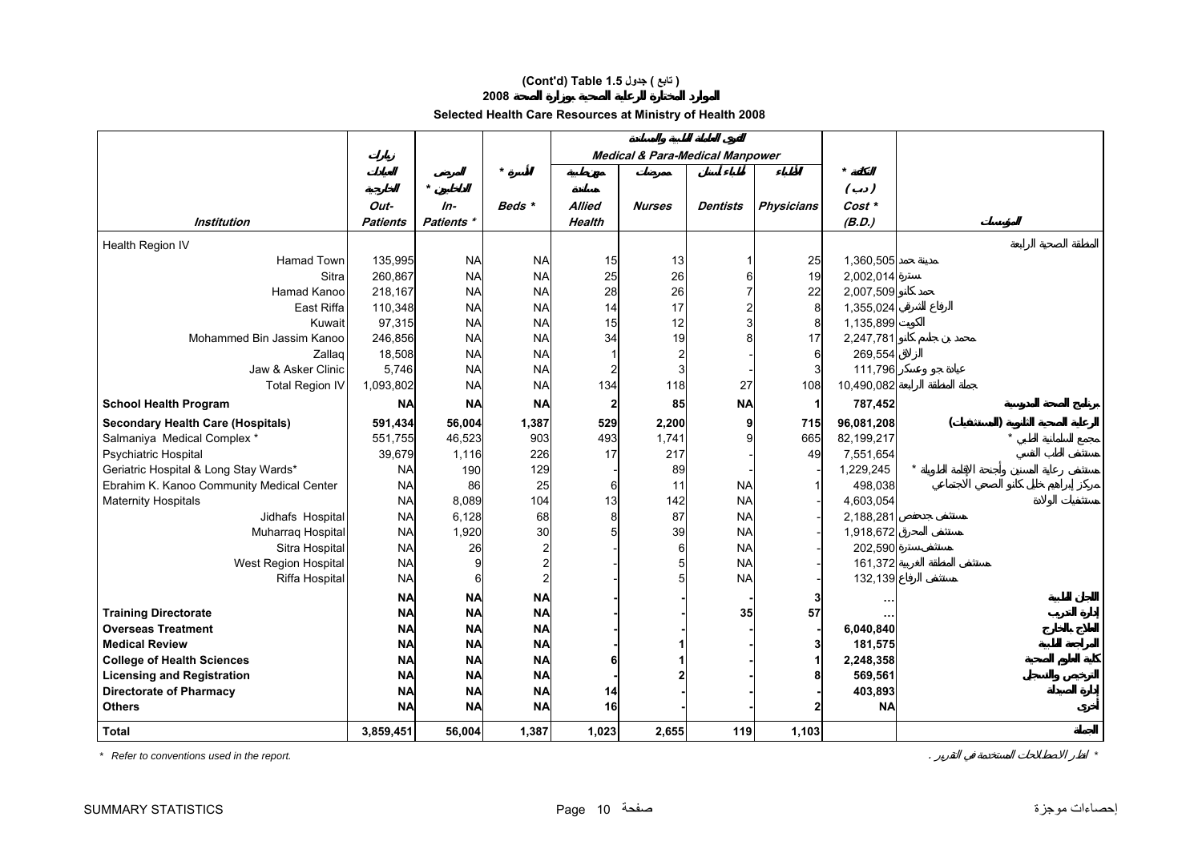**(Cont'd) Table 1.5 جدول ( تابع )**

**الموارد المختارة للرعاية الصحية بوزارة الصحة 2008**

**Selected Health Care Resources at Ministry of Health 2008**

| Institution | زيارات العيادات الخارجية Out-Patients | المرضى الداخليين * In-Patients * | الأسرة * Beds * | مهن صحية مساعدة Allied Health | ممرضين Nurses | أطباء الأسنان Dentists | الأطباء Physicians | التكلفة * ( د.ب ) Cost * (B.D.) | المؤسسة |
|---|---|---|---|---|---|---|---|---|---|
| | | | | القوى العاملة الطبية والمساندة Medical & Para-Medical Manpower | | | | | |
| Health Region IV | | | | | | | | | المنطقة الصحية الرابعة |
| Hamad Town | 135,995 | NA | NA | 15 | 13 | 1 | 25 | 1,360,505 | مدينة حمد |
| Sitra | 260,867 | NA | NA | 25 | 26 | 6 | 19 | 2,002,014 | سترة |
| Hamad Kanoo | 218,167 | NA | NA | 28 | 26 | 7 | 22 | 2,007,509 | حمد كانو |
| East Riffa | 110,348 | NA | NA | 14 | 17 | 2 | 8 | 1,355,024 | الرفاع الشرقي |
| Kuwait | 97,315 | NA | NA | 15 | 12 | 3 | 8 | 1,135,899 | الكويت |
| Mohammed Bin Jassim Kanoo | 246,856 | NA | NA | 34 | 19 | 8 | 17 | 2,247,781 | محمد بن جاسم كانو |
| Zallaq | 18,508 | NA | NA | 1 | 2 | - | 6 | 269,554 | الزلاق |
| Jaw & Asker Clinic | 5,746 | NA | NA | 2 | 3 | - | 3 | 111,796 | عيادة جو وعسكر |
| Total Region IV | 1,093,802 | NA | NA | 134 | 118 | 27 | 108 | 10,490,082 | جملة المنطقة الرابعة |
| **School Health Program** | **NA** | **NA** | **NA** | **2** | **85** | **NA** | **1** | **787,452** | **برنامج الصحة المدرسية** |
| **Secondary Health Care (Hospitals)** | **591,434** | **56,004** | **1,387** | **529** | **2,200** | **9** | **715** | **96,081,208** | **الرعاية الصحية الثانوية (المستشفيات)** |
| Salmaniya Medical Complex * | 551,755 | 46,523 | 903 | 493 | 1,741 | 9 | 665 | 82,199,217 | مجمع السلمانية الطبي * |
| Psychiatric Hospital | 39,679 | 1,116 | 226 | 17 | 217 | - | 49 | 7,551,654 | مستشفى الطب النفسي |
| Geriatric Hospital & Long Stay Wards* | NA | 190 | 129 | - | 89 | - | - | 1,229,245 | مستشفى رعاية المسنين وأجنحة الإقامة الطويلة * |
| Ebrahim K. Kanoo Community Medical Center | NA | 86 | 25 | 6 | 11 | NA | 1 | 498,038 | مركز إبراهيم خليل كانو الصحي الاجتماعي |
| Maternity Hospitals | NA | 8,089 | 104 | 13 | 142 | NA | - | 4,603,054 | مستشفيات الولادة |
| Jidhafs Hospital | NA | 6,128 | 68 | 8 | 87 | NA | - | 2,188,281 | مستشفى جدحفص |
| Muharraq Hospital | NA | 1,920 | 30 | 5 | 39 | NA | - | 1,918,672 | مستشفى المحرق |
| Sitra Hospital | NA | 26 | 2 | - | 6 | NA | - | 202,590 | مستشفى سترة |
| West Region Hospital | NA | 9 | 2 | - | 5 | NA | - | 161,372 | مستشفى المنطقة الغربية |
| Riffa Hospital | NA | 6 | 2 | - | 5 | NA | - | 132,139 | مستشفى الرفاع |
| | **NA** | **NA** | **NA** | **-** | **-** | **-** | **3** | **...** | **اللجان الطبية** |
| **Training Directorate** | **NA** | **NA** | **NA** | **-** | **-** | **35** | **57** | **...** | **إدارة التدريب** |
| **Overseas Treatment** | **NA** | **NA** | **NA** | **-** | **-** | **-** | **-** | **6,040,840** | **العلاج بالخارج** |
| **Medical Review** | **NA** | **NA** | **NA** | **-** | **1** | **-** | **3** | **181,575** | **المراجعة الطبية** |
| **College of Health Sciences** | **NA** | **NA** | **NA** | **6** | **1** | **-** | **1** | **2,248,358** | **كلية العلوم الصحية** |
| **Licensing and Registration** | **NA** | **NA** | **NA** | **-** | **2** | **-** | **8** | **569,561** | **الترخيص والتسجيل** |
| **Directorate of Pharmacy** | **NA** | **NA** | **NA** | **14** | **-** | **-** | **-** | **403,893** | **إدارة الصيدلة** |
| **Others** | **NA** | **NA** | **NA** | **16** | **-** | **-** | **2** | **NA** | **أخرى** |
| **Total** | **3,859,451** | **56,004** | **1,387** | **1,023** | **2,655** | **119** | **1,103** | | **الجملة** |

* Refer to conventions used in the report. &nbsp;&nbsp;&nbsp;&nbsp; * انظر الاصطلاحات المستخدمة في التقرير .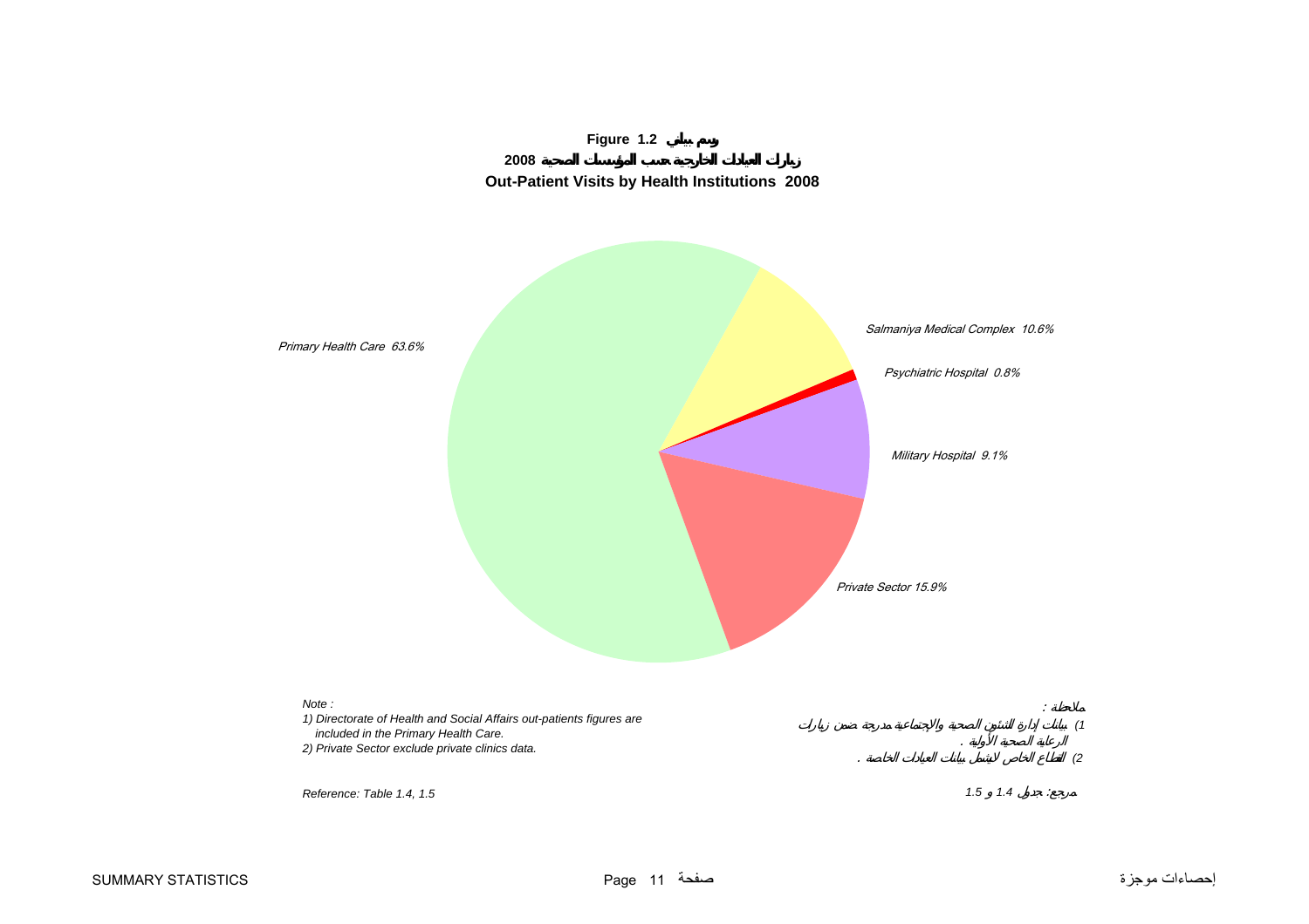**Figure 1.2 رسم بياني**

**زيارات العيادات الخارجية حسب المؤسسات الصحية 2008**

**Out-Patient Visits by Health Institutions 2008**

*Primary Health Care 63.6%*

*Salmaniya Medical Complex 10.6%*

*Psychiatric Hospital 0.8%*

*Military Hospital 9.1%*

*Private Sector 15.9%*

*Note :*

*1) Directorate of Health and Social Affairs out-patients figures are included in the Primary Health Care.*

*2) Private Sector exclude private clinics data.*

*ملاحظة :*

*1) بيانات إدارة الشئون الصحية والاجتماعية مدرجة ضمن زيارات الرعاية الصحية الأولية .*

*2) القطاع الخاص لايشمل بيانات العيادات الخاصة .*

*Reference: Table 1.4, 1.5*

*مرجع: جدول 1.4 و 1.5*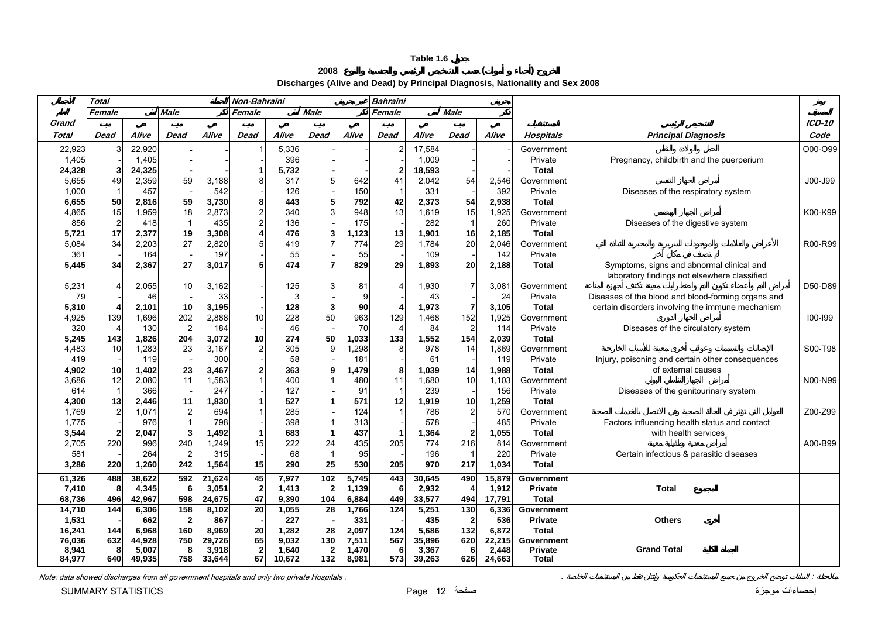**Table 1.6 جدول**

**الخروج (أحياء و أموات) حسب التشخيص الرئيسي والجنسية والنوع 2008**

**Discharges (Alive and Dead) by Principal Diagnosis, Nationality and Sex 2008**

| المجموع الكلي Grand Total | Total Female ميت Dead | Total Female حي Alive | Total Male ميت Dead | Total Male حي Alive | Non-Bahraini Female ميت Dead | Non-Bahraini Female حي Alive | Non-Bahraini Male ميت Dead | Non-Bahraini Male حي Alive | Bahraini Female ميت Dead | Bahraini Female حي Alive | Bahraini Male ميت Dead | Bahraini Male حي Alive | المستشفيات Hospitals | التشخيص الرئيسي Principal Diagnosis | رمز التصنيف ICD-10 Code |
|---|---|---|---|---|---|---|---|---|---|---|---|---|---|---|---|
| 22,923 | 3 | 22,920 | - | - | 1 | 5,336 | - | - | 2 | 17,584 | - | - | Government | الحمل والولادة والنفاس | O00-O99 |
| 1,405 | - | 1,405 | - | - | - | 396 | - | - | - | 1,009 | - | - | Private | Pregnancy, childbirth and the puerperium | |
| **24,328** | **3** | **24,325** | **-** | **-** | **1** | **5,732** | **-** | **-** | **2** | **18,593** | **-** | **-** | **Total** | | |
| 5,655 | 49 | 2,359 | 59 | 3,188 | 8 | 317 | 5 | 642 | 41 | 2,042 | 54 | 2,546 | Government | أمراض الجهاز التنفسي | J00-J99 |
| 1,000 | 1 | 457 | - | 542 | - | 126 | - | 150 | 1 | 331 | - | 392 | Private | Diseases of the respiratory system | |
| **6,655** | **50** | **2,816** | **59** | **3,730** | **8** | **443** | **5** | **792** | **42** | **2,373** | **54** | **2,938** | **Total** | | |
| 4,865 | 15 | 1,959 | 18 | 2,873 | 2 | 340 | 3 | 948 | 13 | 1,619 | 15 | 1,925 | Government | أمراض الجهاز الهضمي | K00-K99 |
| 856 | 2 | 418 | 1 | 435 | 2 | 136 | - | 175 | - | 282 | 1 | 260 | Private | Diseases of the digestive system | |
| **5,721** | **17** | **2,377** | **19** | **3,308** | **4** | **476** | **3** | **1,123** | **13** | **1,901** | **16** | **2,185** | **Total** | | |
| 5,084 | 34 | 2,203 | 27 | 2,820 | 5 | 419 | 7 | 774 | 29 | 1,784 | 20 | 2,046 | Government | الأعراض والعلامات والموجودات السريرية والمخبرية الشاذة التي لم تصنف في مكان آخر | R00-R99 |
| 361 | - | 164 | - | 197 | - | 55 | - | 55 | - | 109 | - | 142 | Private | | |
| **5,445** | **34** | **2,367** | **27** | **3,017** | **5** | **474** | **7** | **829** | **29** | **1,893** | **20** | **2,188** | **Total** | Symptoms, signs and abnormal clinical and laboratory findings not elsewhere classified | |
| 5,231 | 4 | 2,055 | 10 | 3,162 | - | 125 | 3 | 81 | 4 | 1,930 | 7 | 3,081 | Government | أمراض الدم وأعضاء تكوين الدم واضطرابات معينة تكتنف أجهزة المناعة | D50-D89 |
| 79 | - | 46 | - | 33 | - | 3 | - | 9 | - | 43 | - | 24 | Private | Diseases of the blood and blood-forming organs and | |
| **5,310** | **4** | **2,101** | **10** | **3,195** | **-** | **128** | **3** | **90** | **4** | **1,973** | **7** | **3,105** | **Total** | certain disorders involving the immune mechanism | |
| 4,925 | 139 | 1,696 | 202 | 2,888 | 10 | 228 | 50 | 963 | 129 | 1,468 | 152 | 1,925 | Government | أمراض الجهاز الدوري | I00-I99 |
| 320 | 4 | 130 | 2 | 184 | - | 46 | - | 70 | 4 | 84 | 2 | 114 | Private | Diseases of the circulatory system | |
| **5,245** | **143** | **1,826** | **204** | **3,072** | **10** | **274** | **50** | **1,033** | **133** | **1,552** | **154** | **2,039** | **Total** | | |
| 4,483 | 10 | 1,283 | 23 | 3,167 | 2 | 305 | 9 | 1,298 | 8 | 978 | 14 | 1,869 | Government | الإصابات والتسممات وعواقب أخرى معينة للأسباب الخارجية | S00-T98 |
| 419 | - | 119 | - | 300 | - | 58 | - | 181 | - | 61 | - | 119 | Private | Injury, poisoning and certain other consequences | |
| **4,902** | **10** | **1,402** | **23** | **3,467** | **2** | **363** | **9** | **1,479** | **8** | **1,039** | **14** | **1,988** | **Total** | of external causes | |
| 3,686 | 12 | 2,080 | 11 | 1,583 | 1 | 400 | 1 | 480 | 11 | 1,680 | 10 | 1,103 | Government | أمراض الجهاز التناسلي البولي | N00-N99 |
| 614 | 1 | 366 | - | 247 | - | 127 | - | 91 | 1 | 239 | - | 156 | Private | Diseases of the genitourinary system | |
| **4,300** | **13** | **2,446** | **11** | **1,830** | **1** | **527** | **1** | **571** | **12** | **1,919** | **10** | **1,259** | **Total** | | |
| 1,769 | 2 | 1,071 | 2 | 694 | 1 | 285 | - | 124 | 1 | 786 | 2 | 570 | Government | العوامل التي تؤثر في الحالة الصحية وفي الاتصال بالخدمات الصحية | Z00-Z99 |
| 1,775 | - | 976 | 1 | 798 | - | 398 | 1 | 313 | - | 578 | - | 485 | Private | Factors influencing health status and contact | |
| **3,544** | **2** | **2,047** | **3** | **1,492** | **1** | **683** | **1** | **437** | **1** | **1,364** | **2** | **1,055** | **Total** | with health services | |
| 2,705 | 220 | 996 | 240 | 1,249 | 15 | 222 | 24 | 435 | 205 | 774 | 216 | 814 | Government | أمراض معدية وطفيلية معينة | A00-B99 |
| 581 | - | 264 | 2 | 315 | - | 68 | 1 | 95 | - | 196 | 1 | 220 | Private | Certain infectious & parasitic diseases | |
| **3,286** | **220** | **1,260** | **242** | **1,564** | **15** | **290** | **25** | **530** | **205** | **970** | **217** | **1,034** | **Total** | | |
| **61,326** | **488** | **38,622** | **592** | **21,624** | **45** | **7,977** | **102** | **5,745** | **443** | **30,645** | **490** | **15,879** | **Government** | | |
| **7,410** | **8** | **4,345** | **6** | **3,051** | **2** | **1,413** | **2** | **1,139** | **6** | **2,932** | **4** | **1,912** | **Private** | **Total المجموع** | |
| **68,736** | **496** | **42,967** | **598** | **24,675** | **47** | **9,390** | **104** | **6,884** | **449** | **33,577** | **494** | **17,791** | **Total** | | |
| **14,710** | **144** | **6,306** | **158** | **8,102** | **20** | **1,055** | **28** | **1,766** | **124** | **5,251** | **130** | **6,336** | **Government** | | |
| **1,531** | **-** | **662** | **2** | **867** | **-** | **227** | **-** | **331** | **-** | **435** | **2** | **536** | **Private** | **Others أخرى** | |
| **16,241** | **144** | **6,968** | **160** | **8,969** | **20** | **1,282** | **28** | **2,097** | **124** | **5,686** | **132** | **6,872** | **Total** | | |
| **76,036** | **632** | **44,928** | **750** | **29,726** | **65** | **9,032** | **130** | **7,511** | **567** | **35,896** | **620** | **22,215** | **Government** | | |
| **8,941** | **8** | **5,007** | **8** | **3,918** | **2** | **1,640** | **2** | **1,470** | **6** | **3,367** | **6** | **2,448** | **Private** | **Grand Total المجموع الكلي** | |
| **84,977** | **640** | **49,935** | **758** | **33,644** | **67** | **10,672** | **132** | **8,981** | **573** | **39,263** | **626** | **24,663** | **Total** | | |

*Note: data showed discharges from all government hospitals and only two private Hospitals .*

*ملاحظة : البيانات توضح الخروج من جميع المستشفيات الحكومية واثنان فقط من المستشفيات الخاصة .*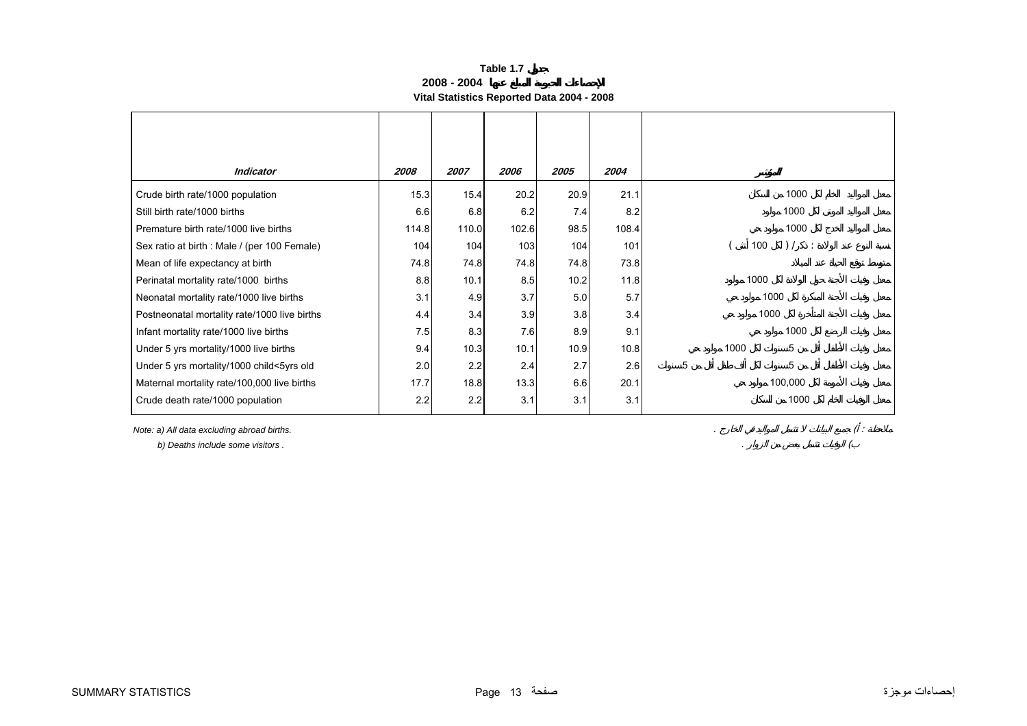**Table 1.7 جدول**

**الإحصاءات الحيوية المبلغ عنها 2004 - 2008**

**Vital Statistics Reported Data 2004 - 2008**

| *Indicator* | *2008* | *2007* | *2006* | *2005* | *2004* | *المؤشر* |
|---|---|---|---|---|---|---|
| Crude birth rate/1000 population | 15.3 | 15.4 | 20.2 | 20.9 | 21.1 | معدل المواليد الخام لكل 1000 من السكان |
| Still birth rate/1000 births | 6.6 | 6.8 | 6.2 | 7.4 | 8.2 | معدل المواليد الموتى لكل 1000 مولود |
| Premature birth rate/1000 live births | 114.8 | 110.0 | 102.6 | 98.5 | 108.4 | معدل المواليد الخدج لكل 1000 مولود حي |
| Sex ratio at birth : Male / (per 100 Female) | 104 | 104 | 103 | 104 | 101 | نسبة النوع عند الولادة : ذكر / ( لكل 100 أنثى ) |
| Mean of life expectancy at birth | 74.8 | 74.8 | 74.8 | 74.8 | 73.8 | متوسط توقع الحياة عند الميلاد |
| Perinatal mortality rate/1000 births | 8.8 | 10.1 | 8.5 | 10.2 | 11.8 | معدل وفيات الأجنة حول الولادة لكل 1000 مولود |
| Neonatal mortality rate/1000 live births | 3.1 | 4.9 | 3.7 | 5.0 | 5.7 | معدل وفيات الأجنة المبكرة لكل 1000 مولود حي |
| Postneonatal mortality rate/1000 live births | 4.4 | 3.4 | 3.9 | 3.8 | 3.4 | معدل وفيات الأجنة المتأخرة لكل 1000 مولود حي |
| Infant mortality rate/1000 live births | 7.5 | 8.3 | 7.6 | 8.9 | 9.1 | معدل وفيات الرضع لكل 1000 مولود حي |
| Under 5 yrs mortality/1000 live births | 9.4 | 10.3 | 10.1 | 10.9 | 10.8 | معدل وفيات الأطفال أقل من 5سنوات لكل 1000 مولود حي |
| Under 5 yrs mortality/1000 child<5yrs old | 2.0 | 2.2 | 2.4 | 2.7 | 2.6 | معدل وفيات الأطفال أقل من 5سنوات لكل ألف طفل أقل من 5سنوات |
| Maternal mortality rate/100,000 live births | 17.7 | 18.8 | 13.3 | 6.6 | 20.1 | معدل وفيات الأمومة لكل 100,000 مولود حي |
| Crude death rate/1000 population | 2.2 | 2.2 | 3.1 | 3.1 | 3.1 | معدل الوفيات الخام لكل 1000 من السكان |

*Note: a) All data excluding abroad births.*

*b) Deaths include some visitors .*

*ملاحظة : أ) جميع البيانات لا تشمل المواليد في الخارج .*

*ب) الوفيات تشمل بعض من الزوار .*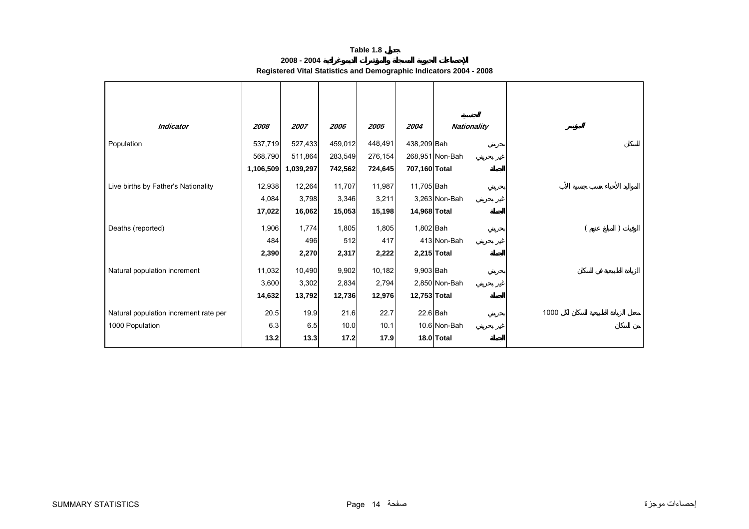**Table 1.8 جدول**

**الإحصاءات الحيوية المسجلة والمؤشرات الديموغرافية 2004 - 2008**

**Registered Vital Statistics and Demographic Indicators 2004 - 2008**

| *Indicator* | *2008* | *2007* | *2006* | *2005* | *2004* | *Nationality* | الجنسية | المؤشر |
|---|---|---|---|---|---|---|---|---|
| Population | 537,719 | 527,433 | 459,012 | 448,491 | 438,209 | Bah | بحريني | السكان |
| | 568,790 | 511,864 | 283,549 | 276,154 | 268,951 | Non-Bah | غير بحريني | |
| | **1,106,509** | **1,039,297** | **742,562** | **724,645** | **707,160** | **Total** | **الجملة** | |
| Live births by Father's Nationality | 12,938 | 12,264 | 11,707 | 11,987 | 11,705 | Bah | بحريني | المواليد الأحياء حسب جنسية الأب |
| | 4,084 | 3,798 | 3,346 | 3,211 | 3,263 | Non-Bah | غير بحريني | |
| | **17,022** | **16,062** | **15,053** | **15,198** | **14,968** | **Total** | **الجملة** | |
| Deaths (reported) | 1,906 | 1,774 | 1,805 | 1,805 | 1,802 | Bah | بحريني | الوفيات ( المبلغ عنهم ) |
| | 484 | 496 | 512 | 417 | 413 | Non-Bah | غير بحريني | |
| | **2,390** | **2,270** | **2,317** | **2,222** | **2,215** | **Total** | **الجملة** | |
| Natural population increment | 11,032 | 10,490 | 9,902 | 10,182 | 9,903 | Bah | بحريني | الزيادة الطبيعية في السكان |
| | 3,600 | 3,302 | 2,834 | 2,794 | 2,850 | Non-Bah | غير بحريني | |
| | **14,632** | **13,792** | **12,736** | **12,976** | **12,753** | **Total** | **الجملة** | |
| Natural population increment rate per | 20.5 | 19.9 | 21.6 | 22.7 | 22.6 | Bah | بحريني | معدل الزيادة الطبيعية للسكان لكل 1000 |
| 1000 Population | 6.3 | 6.5 | 10.0 | 10.1 | 10.6 | Non-Bah | غير بحريني | من السكان |
| | **13.2** | **13.3** | **17.2** | **17.9** | **18.0** | **Total** | **الجملة** | |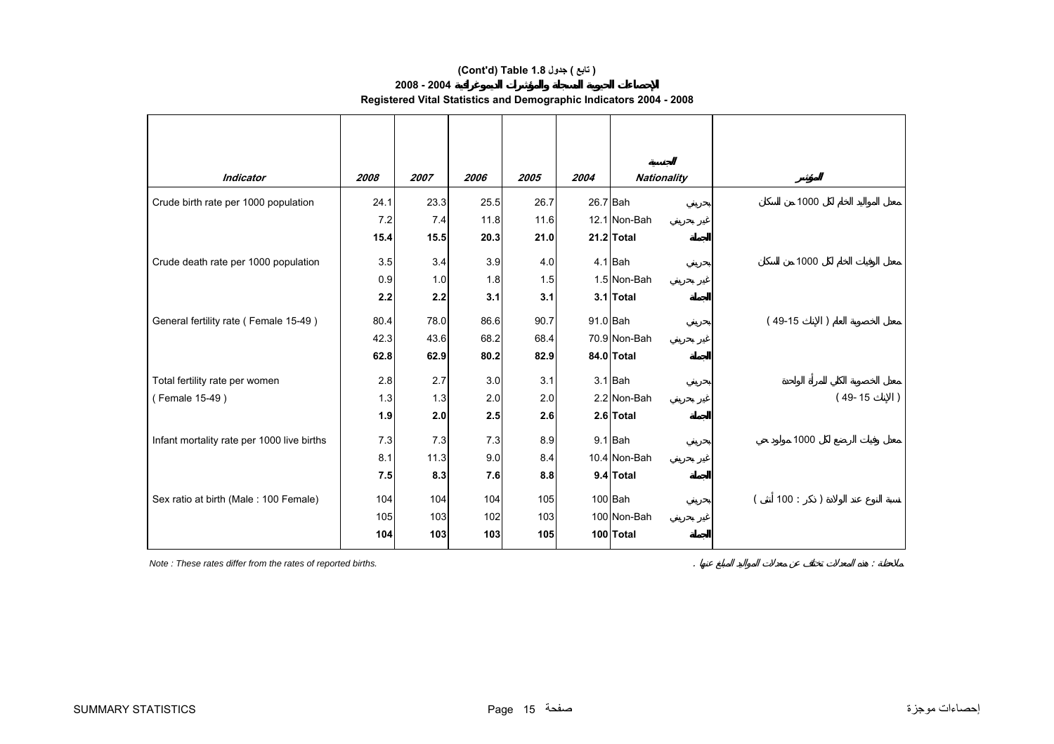**(Cont'd) Table 1.8 جدول ( تابع )**

**الإحصاءات الحيوية المسجلة والمؤشرات الديموغرافية 2004 - 2008**

**Registered Vital Statistics and Demographic Indicators 2004 - 2008**

| Indicator | 2008 | 2007 | 2006 | 2005 | 2004 | Nationality | الجنسية | المؤشر |
|---|---|---|---|---|---|---|---|---|
| Crude birth rate per 1000 population | 24.1 | 23.3 | 25.5 | 26.7 | 26.7 | Bah | بحريني | معدل المواليد الخام لكل 1000 من السكان |
| | 7.2 | 7.4 | 11.8 | 11.6 | 12.1 | Non-Bah | غير بحريني | |
| | **15.4** | **15.5** | **20.3** | **21.0** | **21.2** | **Total** | **الجملة** | |
| Crude death rate per 1000 population | 3.5 | 3.4 | 3.9 | 4.0 | 4.1 | Bah | بحريني | معدل الوفيات الخام لكل 1000 من السكان |
| | 0.9 | 1.0 | 1.8 | 1.5 | 1.5 | Non-Bah | غير بحريني | |
| | **2.2** | **2.2** | **3.1** | **3.1** | **3.1** | **Total** | **الجملة** | |
| General fertility rate ( Female 15-49 ) | 80.4 | 78.0 | 86.6 | 90.7 | 91.0 | Bah | بحريني | معدل الخصوبة العام ( الإناث 15-49 ) |
| | 42.3 | 43.6 | 68.2 | 68.4 | 70.9 | Non-Bah | غير بحريني | |
| | **62.8** | **62.9** | **80.2** | **82.9** | **84.0** | **Total** | **الجملة** | |
| Total fertility rate per women ( Female 15-49 ) | 2.8 | 2.7 | 3.0 | 3.1 | 3.1 | Bah | بحريني | معدل الخصوبة الكلي للمرأة الواحدة ( الإناث 15- 49 ) |
| | 1.3 | 1.3 | 2.0 | 2.0 | 2.2 | Non-Bah | غير بحريني | |
| | **1.9** | **2.0** | **2.5** | **2.6** | **2.6** | **Total** | **الجملة** | |
| Infant mortality rate per 1000 live births | 7.3 | 7.3 | 7.3 | 8.9 | 9.1 | Bah | بحريني | معدل وفيات الرضع لكل 1000 مولود حي |
| | 8.1 | 11.3 | 9.0 | 8.4 | 10.4 | Non-Bah | غير بحريني | |
| | **7.5** | **8.3** | **7.6** | **8.8** | **9.4** | **Total** | **الجملة** | |
| Sex ratio at birth (Male : 100 Female) | 104 | 104 | 104 | 105 | 100 | Bah | بحريني | نسبة النوع عند الولادة ( ذكر : 100 أنثى ) |
| | 105 | 103 | 102 | 103 | 100 | Non-Bah | غير بحريني | |
| | **104** | **103** | **103** | **105** | **100** | **Total** | **الجملة** | |

*Note : These rates differ from the rates of reported births.*

ملاحظة : هذه المعدلات تختلف عن معدلات المواليد المبلغ عنها .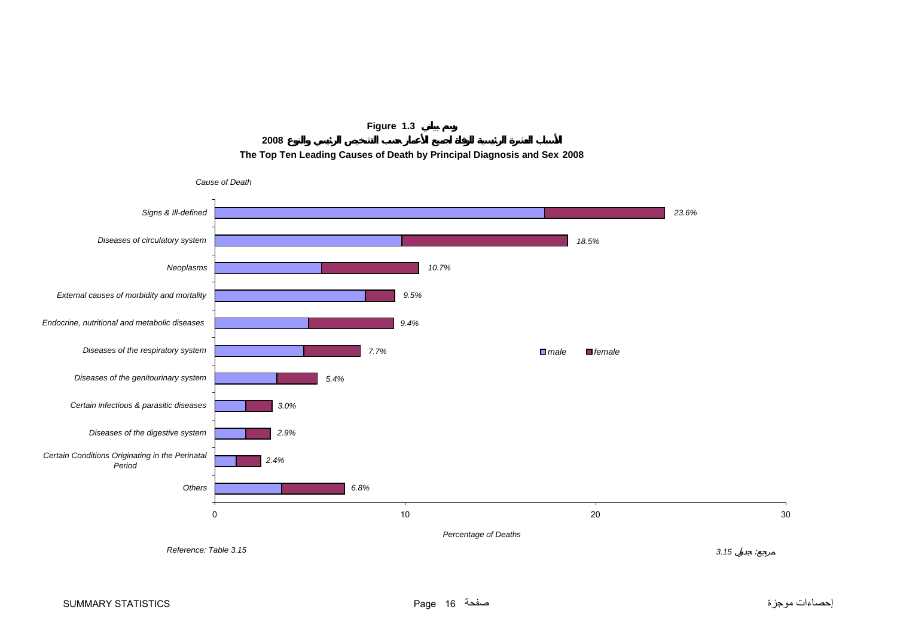**Figure 1.3 رسم بياني**

**الأسباب العشرة الرئيسية للوفاة لجميع الأعمار حسب التشخيص الرئيسي والنوع 2008**

**The Top Ten Leading Causes of Death by Principal Diagnosis and Sex 2008**

| Cause of Death | Percentage of Deaths |
| --- | --- |
| Signs & Ill-defined | 23.6% |
| Diseases of circulatory system | 18.5% |
| Neoplasms | 10.7% |
| External causes of morbidity and mortality | 9.5% |
| Endocrine, nutritional and metabolic diseases | 9.4% |
| Diseases of the respiratory system | 7.7% |
| Diseases of the genitourinary system | 5.4% |
| Certain infectious & parasitic diseases | 3.0% |
| Diseases of the digestive system | 2.9% |
| Certain Conditions Originating in the Perinatal Period | 2.4% |
| Others | 6.8% |

*Legend: male, female*

*Reference: Table 3.15*

*مرجع: جدول 3.15*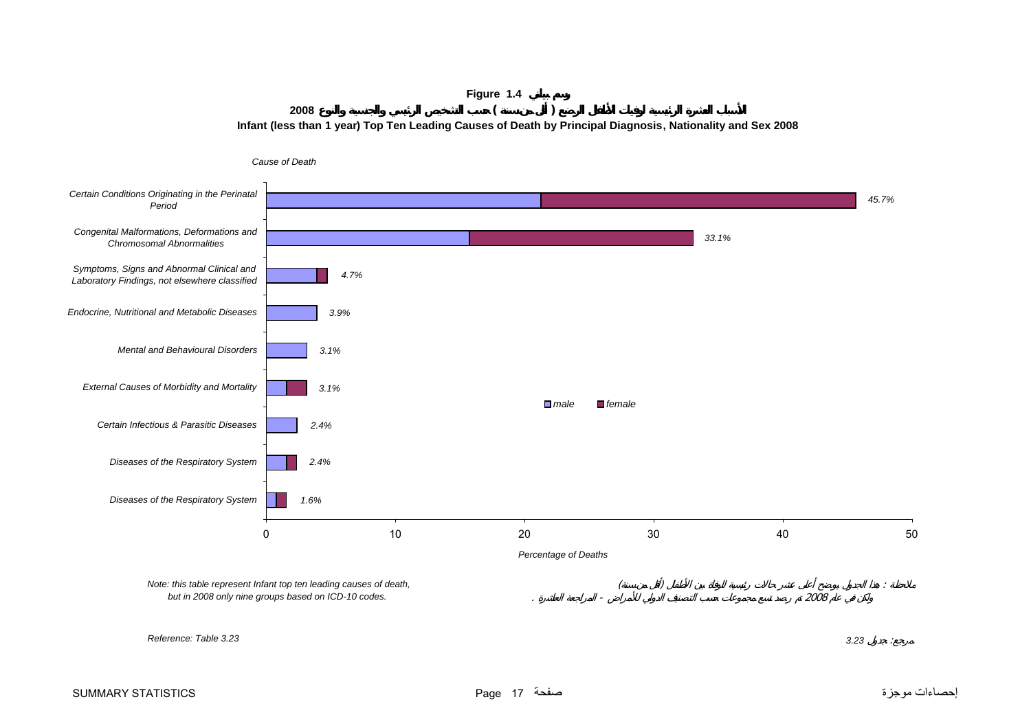**Figure 1.4 رسم بياني**

**الأسباب العشرة الرئيسية لوفيات الأطفال الرضع ( أقل من سنة ) حسب التشخيص الرئيسي والجنسية والنوع 2008**

**Infant (less than 1 year) Top Ten Leading Causes of Death by Principal Diagnosis, Nationality and Sex 2008**

| Cause of Death | Percentage of Deaths |
|---|---|
| Certain Conditions Originating in the Perinatal Period | 45.7% |
| Congenital Malformations, Deformations and Chromosomal Abnormalities | 33.1% |
| Symptoms, Signs and Abnormal Clinical and Laboratory Findings, not elsewhere classified | 4.7% |
| Endocrine, Nutritional and Metabolic Diseases | 3.9% |
| Mental and Behavioural Disorders | 3.1% |
| External Causes of Morbidity and Mortality | 3.1% |
| Certain Infectious & Parasitic Diseases | 2.4% |
| Diseases of the Respiratory System | 2.4% |
| Diseases of the Respiratory System | 1.6% |

Legend: male, female

*Note: this table represent Infant top ten leading causes of death, but in 2008 only nine groups based on ICD-10 codes.*

*ملاحظة : هذا الجدول يوضح أعلى عشر حالات رئيسية للوفاة بين الأطفال (أقل من سنة) ولكن في عام 2008 تم رصد تسع مجموعات حسب التصنيف الدولي للأمراض - المراجعة العاشرة .*

*Reference: Table 3.23*

*مرجع: جدول 3.23*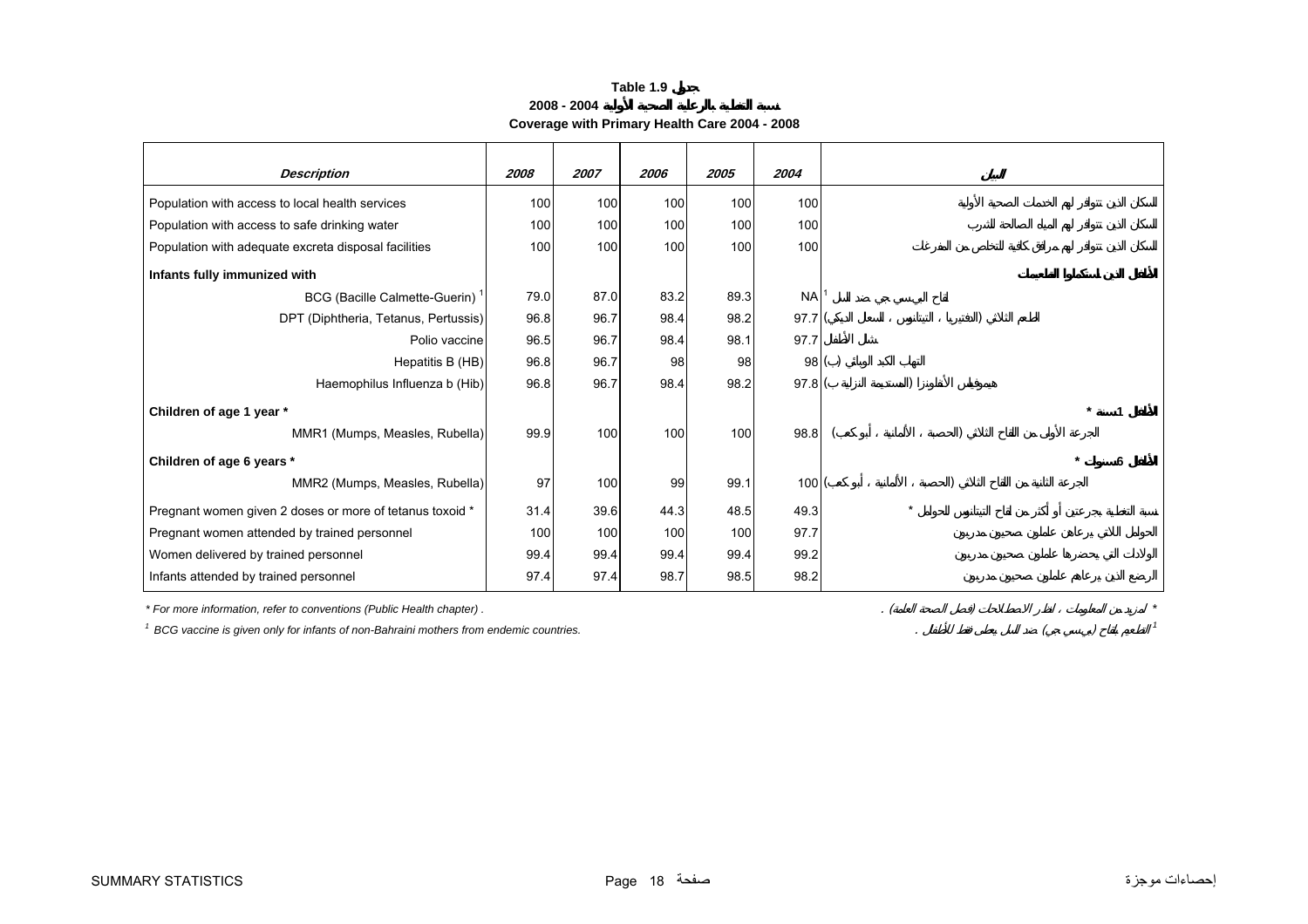# Table 1.9 جدول

## نسبة التغطية بالرعاية الصحية الأولية 2004 - 2008

## Coverage with Primary Health Care 2004 - 2008

| Description | 2008 | 2007 | 2006 | 2005 | 2004 | البيان |
|---|---|---|---|---|---|---|
| Population with access to local health services | 100 | 100 | 100 | 100 | 100 | السكان الذين تتوافر لهم الخدمات الصحية الأولية |
| Population with access to safe drinking water | 100 | 100 | 100 | 100 | 100 | السكان الذين تتوافر لهم المياه الصالحة للشرب |
| Population with adequate excreta disposal facilities | 100 | 100 | 100 | 100 | 100 | السكان الذين تتوافر لهم مرافق كافية للتخلص من الفضلات |
| **Infants fully immunized with** | | | | | | **الأطفال الذين استكملوا التطعيمات** |
| BCG (Bacille Calmette-Guerin) [1] | 79.0 | 87.0 | 83.2 | 89.3 | NA [1] | لقاح البي سي جي ضد السل |
| DPT (Diphtheria, Tetanus, Pertussis) | 96.8 | 96.7 | 98.4 | 98.2 | 97.7 | الطعم الثلاثي (الدفتيريا ، التيتانوس ، السعال الديكي) |
| Polio vaccine | 96.5 | 96.7 | 98.4 | 98.1 | 97.7 | شلل الأطفال |
| Hepatitis B (HB) | 96.8 | 96.7 | 98 | 98 | 98 | التهاب الكبد الوبائي (ب) |
| Haemophilus Influenza b (Hib) | 96.8 | 96.7 | 98.4 | 98.2 | 97.8 | هيموفيلس الأنفلونزا (المستدمية النزلية ب) |
| **Children of age 1 year *** | | | | | | **الأطفال 1 سنة *** |
| MMR1 (Mumps, Measles, Rubella) | 99.9 | 100 | 100 | 100 | 98.8 | الجرعة الأولى من اللقاح الثلاثي (الحصبة ، الألمانية ، أبو كعب) |
| **Children of age 6 years *** | | | | | | **الأطفال 6 سنوات *** |
| MMR2 (Mumps, Measles, Rubella) | 97 | 100 | 99 | 99.1 | 100 | الجرعة الثانية من اللقاح الثلاثي (الحصبة ، الألمانية ، أبو كعب) |
| Pregnant women given 2 doses or more of tetanus toxoid * | 31.4 | 39.6 | 44.3 | 48.5 | 49.3 | نسبة التغطية بجرعتين أو أكثر من لقاح التيتانوس للحوامل * |
| Pregnant women attended by trained personnel | 100 | 100 | 100 | 100 | 97.7 | الحوامل اللاتي يرعاهن عاملون صحيون مدربون |
| Women delivered by trained personnel | 99.4 | 99.4 | 99.4 | 99.4 | 99.2 | الولادات التي يحضرها عاملون صحيون مدربون |
| Infants attended by trained personnel | 97.4 | 97.4 | 98.7 | 98.5 | 98.2 | الرضع الذين يرعاهم عاملون صحيون مدربون |

\* For more information, refer to conventions (Public Health chapter) .

\* لمزيد من المعلومات ، انظر الاصطلاحات (فصل الصحة العامة) .

[1] BCG vaccine is given only for infants of non-Bahraini mothers from endemic countries.

[1] الطعم لقاح (بي سي جي) ضد السل يعطى فقط للأطفال .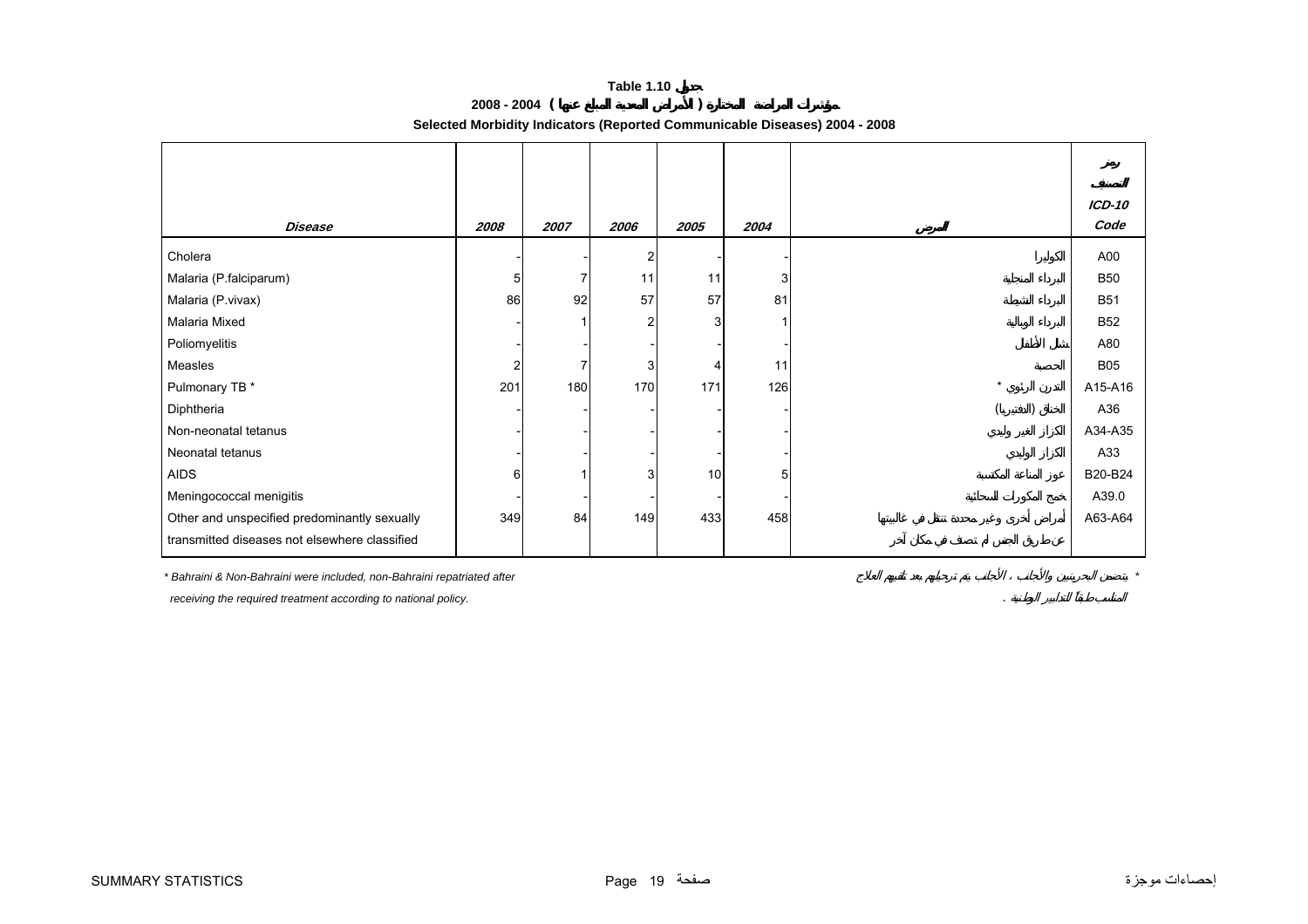# Table 1.10 جدول

## مؤشرات المراضة المختارة ( الأمراض المعدية المبلغ عنها ) 2004 - 2008

## Selected Morbidity Indicators (Reported Communicable Diseases) 2004 - 2008

| Disease | 2008 | 2007 | 2006 | 2005 | 2004 | المرض | رمز التصنيف ICD-10 Code |
|---|---|---|---|---|---|---|---|
| Cholera | - | - | 2 | - | - | الكوليرا | A00 |
| Malaria (P.falciparum) | 5 | 7 | 11 | 11 | 3 | البرداء المنجلية | B50 |
| Malaria (P.vivax) | 86 | 92 | 57 | 57 | 81 | البرداء النشطة | B51 |
| Malaria Mixed | - | 1 | 2 | 3 | 1 | البرداء الوبالية | B52 |
| Poliomyelitis | - | - | - | - | - | شلل الأطفال | A80 |
| Measles | 2 | 7 | 3 | 4 | 11 | الحصبة | B05 |
| Pulmonary TB * | 201 | 180 | 170 | 171 | 126 | التدرن الرئوي * | A15-A16 |
| Diphtheria | - | - | - | - | - | الخناق (الدفتيريا) | A36 |
| Non-neonatal tetanus | - | - | - | - | - | الكزاز الغير وليدي | A34-A35 |
| Neonatal tetanus | - | - | - | - | - | الكزاز الوليدي | A33 |
| AIDS | 6 | 1 | 3 | 10 | 5 | عوز المناعة المكتسبة | B20-B24 |
| Meningococcal menigitis | - | - | - | - | - | خمج المكورات السحائية | A39.0 |
| Other and unspecified predominantly sexually transmitted diseases not elsewhere classified | 349 | 84 | 149 | 433 | 458 | أمراض أخرى وغير محددة تنتقل في غالبيتها عن طريق الجنس لم تصنف في مكان آخر | A63-A64 |

\* Bahraini & Non-Bahraini were included, non-Bahraini repatriated after receiving the required treatment according to national policy.

\* يتضمن البحرينيين والأجانب ، الأجانب يتم ترحيلهم بعد تلقيهم العلاج المناسب طبقاً للتدابير الوطنية .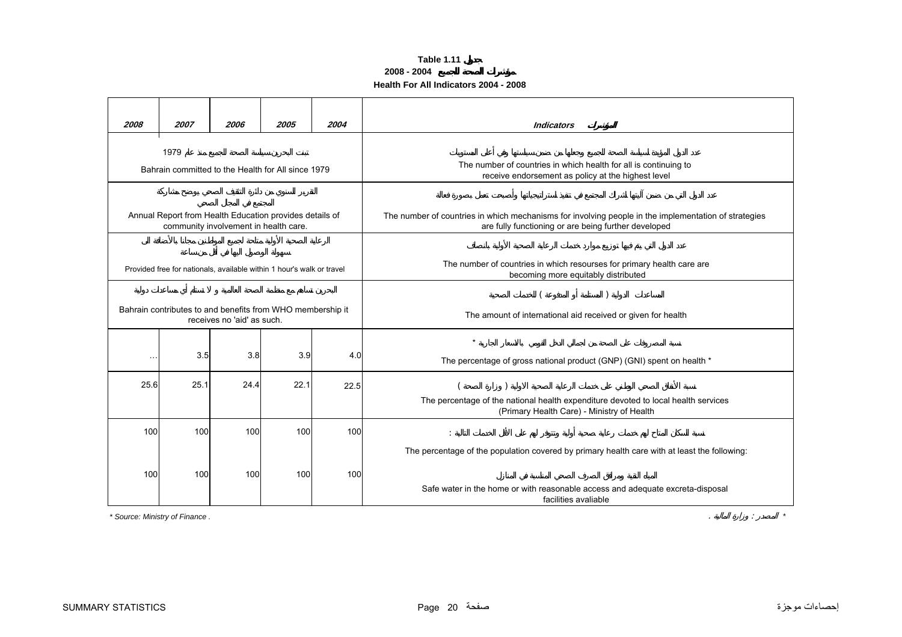**Table 1.11 جدول**

**2008 - 2004 مؤشرات الصحة للجميع**

**Health For All Indicators 2004 - 2008**

| 2008 | 2007 | 2006 | 2005 | 2004 | Indicators المؤشرات |
|---|---|---|---|---|---|
| تبنت البحرين سياسة الصحة للجميع منذ عام 1979<br>Bahrain committed to the Health for All since 1979 | | | | | عدد الدول المؤيدة لسياسة الصحة للجميع وجعلها من ضمن سياستها وفي أعلى المستويات<br>The number of countries in which health for all is continuing to receive endorsement as policy at the highest level |
| التقرير السنوي من دائرة التثقيف الصحي يوضح مشاركة المجتمع في المجال الصحي<br>Annual Report from Health Education provides details of community involvement in health care. | | | | | عدد الدول التي من ضمن آليتها إشراك المجتمع في تنفيذ استراتيجياتها وأصبحت تعمل بصورة فعالة<br>The number of countries in which mechanisms for involving people in the implementation of strategies are fully functioning or are being further developed |
| الرعاية الصحية الأولية متاحة لجميع المواطنين مجانا بالإضافة الى سهولة الوصول إليها في أقل من ساعة<br>Provided free for nationals, available within 1 hour's walk or travel | | | | | عدد الدول التي يتم فيها توزيع موارد خدمات الرعاية الصحية الأولية بإنصاف<br>The number of countries in which resourses for primary health care are becoming more equitably distributed |
| البحرين تساهم مع منظمة الصحة العالمية و لا تستلم أي مساعدات دولية<br>Bahrain contributes to and benefits from WHO membership it receives no 'aid' as such. | | | | | المساعدات الدولية ( المستلمة أو المدفوعة ) للخدمات الصحية<br>The amount of international aid received or given for health |
| … | 3.5 | 3.8 | 3.9 | 4.0 | نسبة المصروفات على الصحة من إجمالي الدخل القومي بالاسعار الجارية *<br>The percentage of gross national product (GNP) (GNI) spent on health * |
| 25.6 | 25.1 | 24.4 | 22.1 | 22.5 | نسبة الأنفاق الصحي الوطني على خدمات الرعاية الصحية الاولية ( وزارة الصحة )<br>The percentage of the national health expenditure devoted to local health services (Primary Health Care) - Ministry of Health |
| 100 | 100 | 100 | 100 | 100 | نسبة السكان المتاح لهم خدمات رعاية صحية أولية وتتوفر لهم على الأقل الخدمات التالية :<br>The percentage of the population covered by primary health care with at least the following: |
| 100 | 100 | 100 | 100 | 100 | المياه النقية ومرافق الصرف الصحي المناسبة في المنازل<br>Safe water in the home or with reasonable access and adequate excreta-disposal facilities avaliable |

\* Source: Ministry of Finance .

\* المصدر : وزارة المالية .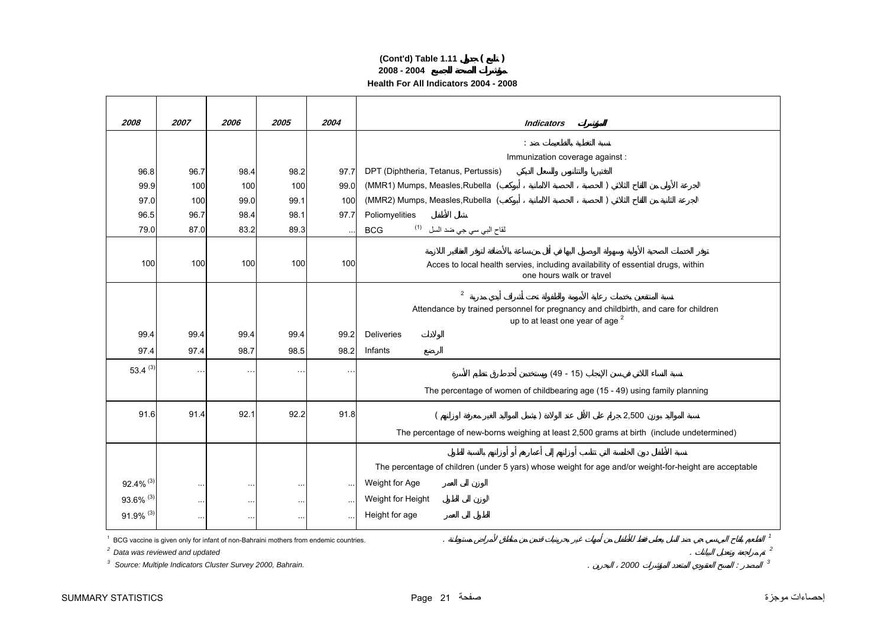# (Cont'd) Table 1.11 جدول ( تابع )

## 2008 - 2004 مؤشرات الصحة للجميع

## Health For All Indicators 2004 - 2008

| 2008 | 2007 | 2006 | 2005 | 2004 | Indicators المؤشرات |
|---|---|---|---|---|---|
| | | | | | نسبة التغطية بالتطعيمات ضد : Immunization coverage against : |
| 96.8 | 96.7 | 98.4 | 98.2 | 97.7 | DPT (Diphtheria, Tetanus, Pertussis) الدفتيريا والتتانوس والسعال الديكي |
| 99.9 | 100 | 100 | 100 | 99.0 | (MMR1) Mumps, Measles,Rubella الجرعة الأولى من اللقاح الثلاثي ( الحصبة ، الحصبة الالمانية ، أبوكعب) |
| 97.0 | 100 | 99.0 | 99.1 | 100 | (MMR2) Mumps, Measles,Rubella الجرعة الثانية من اللقاح الثلاثي ( الحصبة ، الحصبة الالمانية ، أبوكعب) |
| 96.5 | 96.7 | 98.4 | 98.1 | 97.7 | Poliomyelities شلل الأطفال |
| 79.0 | 87.0 | 83.2 | 89.3 | ... | BCG [1] لقاح البي سي جي ضد السل |
| 100 | 100 | 100 | 100 | 100 | توفر الخدمات الصحية الأولية وسهولة الوصول اليها في أقل من ساعة بالأضافة لتوفر العقاقير اللازمة Acces to local health servies, including availability of essential drugs, within one hours walk or travel |
| | | | | | نسبة المنتفعين بخدمات رعاية الأمومة والطفولة تحت أشراف أيدي مدربة [2] Attendance by trained personnel for pregnancy and childbirth, and care for children up to at least one year of age [2] |
| 99.4 | 99.4 | 99.4 | 99.4 | 99.2 | Deliveries الولادات |
| 97.4 | 97.4 | 98.7 | 98.5 | 98.2 | Infants الرضع |
| 53.4 [3] | ... | ... | ... | ... | نسبة النساء اللاتي في سن الإنجاب (15 - 49) ويستخدمن أحد طرق تنظيم الأسرة The percentage of women of childbearing age (15 - 49) using family planning |
| 91.6 | 91.4 | 92.1 | 92.2 | 91.8 | نسبة المواليد بوزن 2,500 جرام على الأقل عند الولادة ( يشمل المواليد الغير معرفة اوزانهم ) The percentage of new-borns weighing at least 2,500 grams at birth (include undetermined) |
| | | | | | نسبة الأطفال دون الخامسة التي تتناسب أوزانهم إلى أعمارهم أو أوزانهم بالنسبة للطول The percentage of children (under 5 yars) whose weight for age and/or weight-for-height are acceptable |
| 92.4% [3] | ... | ... | ... | ... | Weight for Age الوزن الى العمر |
| 93.6% [3] | ... | ... | ... | ... | Weight for Height الوزن الى الطول |
| 91.9% [3] | ... | ... | ... | ... | Height for age الطول الى العمر |

[1] BCG vaccine is given only for infant of non-Bahraini mothers from endemic countries.
[1] الطعيم بلقاح البي سي جي ضد السل يعطى فقط للأطفال من أمهات غير بحرينيات قدمن من مناطق لأمراض مستوطنة .

[2] *Data was reviewed and updated*
[2] تم مراجعة وتعديل البيانات .

[3] *Source: Multiple Indicators Cluster Survey 2000, Bahrain.*
[3] المصدر : المسح العنقودي المتعدد المؤشرات 2000 ، البحرين .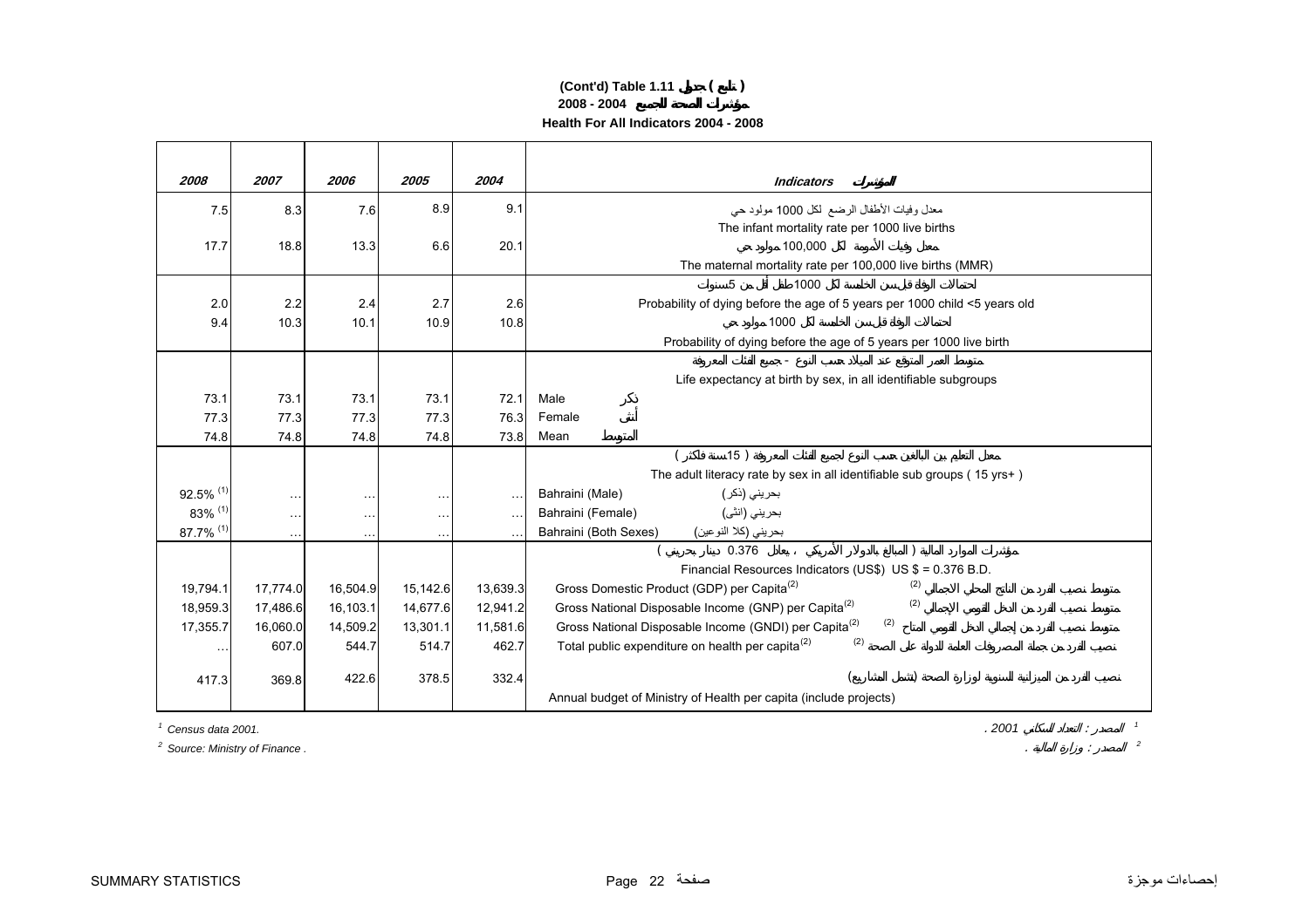# (Cont'd) Table 1.11 جدول ( تابع )

## مؤشرات الصحة للجميع 2004 - 2008

## Health For All Indicators 2004 - 2008

| 2008 | 2007 | 2006 | 2005 | 2004 | Indicators المؤشرات |
|---|---|---|---|---|---|
| 7.5 | 8.3 | 7.6 | 8.9 | 9.1 | معدل وفيات الأطفال الرضع لكل 1000 مولود حي<br>The infant mortality rate per 1000 live births |
| 17.7 | 18.8 | 13.3 | 6.6 | 20.1 | معدل وفيات الأمومة لكل 100,000 مولود حي<br>The maternal mortality rate per 100,000 live births (MMR) |
| | | | | | احتمالات الوفاة قبل سن الخامسة لكل 1000 طفل أقل من 5 سنوات |
| 2.0 | 2.2 | 2.4 | 2.7 | 2.6 | Probability of dying before the age of 5 years per 1000 child <5 years old |
| 9.4 | 10.3 | 10.1 | 10.9 | 10.8 | احتمالات الوفاة قبل سن الخامسة لكل 1000 مولود حي<br>Probability of dying before the age of 5 years per 1000 live birth |
| | | | | | متوسط العمر المتوقع عند الميلاد حسب النوع - جميع الفئات المعروفة<br>Life expectancy at birth by sex, in all identifiable subgroups |
| 73.1 | 73.1 | 73.1 | 73.1 | 72.1 | Male ذكر |
| 77.3 | 77.3 | 77.3 | 77.3 | 76.3 | Female أنثى |
| 74.8 | 74.8 | 74.8 | 74.8 | 73.8 | Mean المتوسط |
| | | | | | معدل التعليم بين البالغين حسب النوع لجميع الفئات المعروفة ( 15 سنة فأكثر )<br>The adult literacy rate by sex in all identifiable sub groups ( 15 yrs+ ) |
| 92.5% [1] | … | … | … | … | Bahraini (Male) بحريني (ذكر) |
| 83% [1] | … | … | … | … | Bahraini (Female) بحريني (انثى) |
| 87.7% [1] | … | … | … | … | Bahraini (Both Sexes) بحريني (كلا النوعين) |
| | | | | | مؤشرات الموارد المالية ( المبالغ بالدولار الأمريكي ، يعادل 0.376 دينار بحريني )<br>Financial Resources Indicators (US$) US $ = 0.376 B.D. |
| 19,794.1 | 17,774.0 | 16,504.9 | 15,142.6 | 13,639.3 | Gross Domestic Product (GDP) per Capita[2] متوسط نصيب الفرد من الناتج المحلي الاجمالي [2] |
| 18,959.3 | 17,486.6 | 16,103.1 | 14,677.6 | 12,941.2 | Gross National Disposable Income (GNP) per Capita[2] متوسط نصيب الفرد من الدخل القومي الإجمالي [2] |
| 17,355.7 | 16,060.0 | 14,509.2 | 13,301.1 | 11,581.6 | Gross National Disposable Income (GNDI) per Capita[2] متوسط نصيب الفرد من إجمالي الدخل القومي المتاح [2] |
| … | 607.0 | 544.7 | 514.7 | 462.7 | Total public expenditure on health per capita[2] نصيب الفرد من جملة المصروفات العامة للدولة على الصحة [2] |
| 417.3 | 369.8 | 422.6 | 378.5 | 332.4 | نصيب الفرد من الميزانية السنوية لوزارة الصحة (تشمل المشاريع)<br>Annual budget of Ministry of Health per capita (include projects) |

[1] Census data 2001. — [1] المصدر : التعداد السكاني 2001 .

[2] Source: Ministry of Finance . — [2] المصدر : وزارة المالية .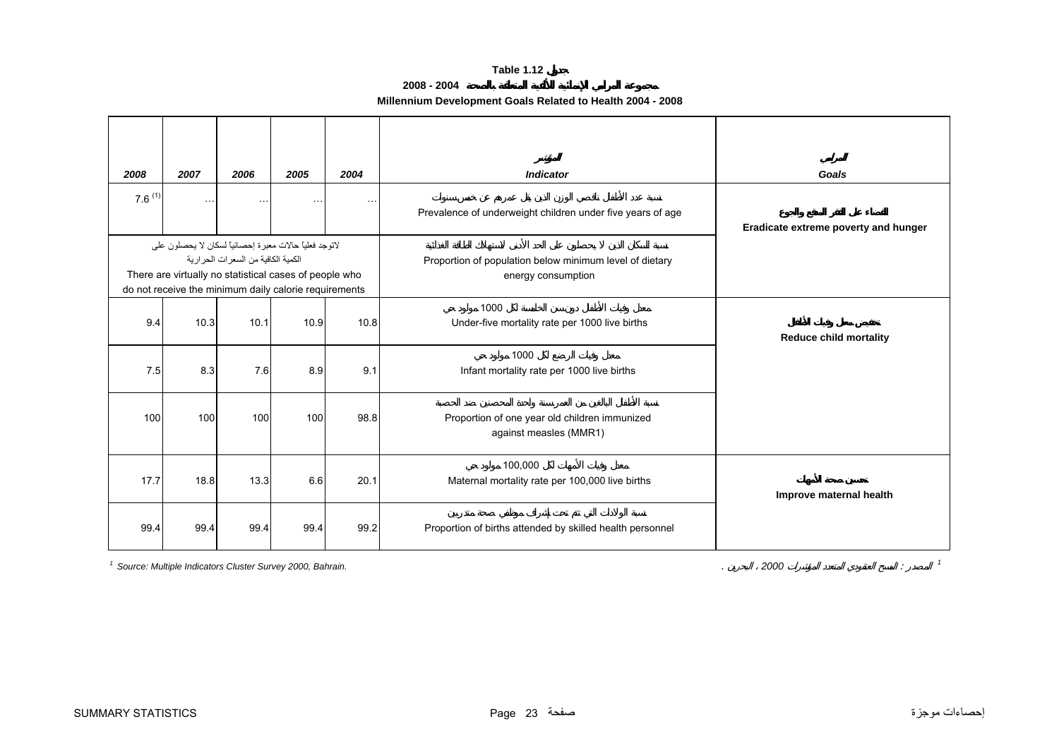# Table 1.12 جدول

## 2008 - 2004 مجموعة المرامي الإنمائية الألفية المتعلقة بالصحة

## Millennium Development Goals Related to Health 2004 - 2008

| 2008 | 2007 | 2006 | 2005 | 2004 | المؤشر *Indicator* | المرامي *Goals* |
|---|---|---|---|---|---|---|
| 7.6 [1] | … | … | … | … | نسبة عدد الأطفال ناقصي الوزن الذين يقل عمرهم عن خمس سنوات Prevalence of underweight children under five years of age | القضاء على الفقر المدقع والجوع **Eradicate extreme poverty and hunger** |
| لاتوجد فعلياً حالات معبرة إحصائياً لسكان لا يحصلون على الكمية الكافية من السعرات الحرارية There are virtually no statistical cases of people who do not receive the minimum daily calorie requirements | | | | | نسبة السكان الذين لا يحصلون على الحد الأدنى لاستهلاك الطاقة الغذائية Proportion of population below minimum level of dietary energy consumption | |
| 9.4 | 10.3 | 10.1 | 10.9 | 10.8 | معدل وفيات الأطفال دون سن الخامسة لكل 1000 مولود حي Under-five mortality rate per 1000 live births | تخفيض معدل وفيات الأطفال **Reduce child mortality** |
| 7.5 | 8.3 | 7.6 | 8.9 | 9.1 | معدل وفيات الرضع لكل 1000 مولود حي Infant mortality rate per 1000 live births | |
| 100 | 100 | 100 | 100 | 98.8 | نسبة الأطفال البالغين من العمر سنة واحدة المحصنين ضد الحصبة Proportion of one year old children immunized against measles (MMR1) | |
| 17.7 | 18.8 | 13.3 | 6.6 | 20.1 | معدل وفيات الأمهات لكل 100,000 مولود حي Maternal mortality rate per 100,000 live births | تحسين صحة الأمهات **Improve maternal health** |
| 99.4 | 99.4 | 99.4 | 99.4 | 99.2 | نسبة الولادات التي تتم تحت إشراف موظفي صحة متدربين Proportion of births attended by skilled health personnel | |

[1] *Source: Multiple Indicators Cluster Survey 2000, Bahrain.*

[1] المصدر : المسح العنقودي المتعدد المؤشرات 2000 ، البحرين .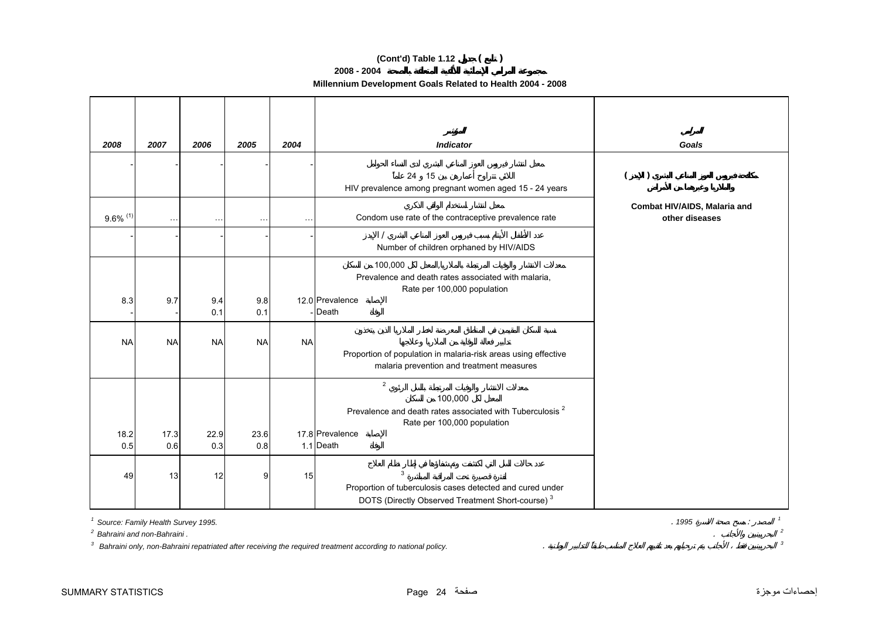**(Cont'd) Table 1.12 جدول ( تابع )**

**2008 - 2004 مجموعة المرامي الإنمائية الألفية المتعلقة بالصحة**

**Millennium Development Goals Related to Health 2004 - 2008**

| 2008 | 2007 | 2006 | 2005 | 2004 | المؤشر<br>Indicator | المرامي<br>Goals |
|---|---|---|---|---|---|---|
| - | - | - | - | - | معدل انتشار فيروس العوز المناعي البشري لدى النساء الحوامل اللائي تتراوح أعمارهن بين 15 و 24 عاماً<br>HIV prevalence among pregnant women aged 15 - 24 years | مكافحة فيروس العوز المناعي البشري ( الإيدز ) والملاريا وغيرهما من الأمراض<br>Combat HIV/AIDS, Malaria and other diseases |
| 9.6% (1) | … | … | … | … | معدل انتشار استخدام الواقي الذكري<br>Condom use rate of the contraceptive prevalence rate | |
| - | - | - | - | - | عدد الأطفال الأيتام بسبب فيروس العوز المناعي البشري / الإيدز<br>Number of children orphaned by HIV/AIDS | |
| | | | | | معدلات الانتشار والوفيات المرتبطة بالملاريا, المعدل لكل 100,000 من السكان<br>Prevalence and death rates associated with malaria, Rate per 100,000 population | |
| 8.3 | 9.7 | 9.4 | 9.8 | 12.0 | Prevalence الإصابة | |
| - | - | 0.1 | 0.1 | - | Death الوفاة | |
| NA | NA | NA | NA | NA | نسبة السكان المقيمين في المناطق المعرضة لخطر الملاريا الذين يتخذون تدابير فعالة للوقاية من الملاريا وعلاجها<br>Proportion of population in malaria-risk areas using effective malaria prevention and treatment measures | |
| | | | | | معدلات الانتشار والوفيات المرتبطة بالسل الرئوي [2] المعدل لكل 100,000 من السكان<br>Prevalence and death rates associated with Tuberculosis [2] Rate per 100,000 population | |
| 18.2 | 17.3 | 22.9 | 23.6 | 17.8 | Prevalence الإصابة | |
| 0.5 | 0.6 | 0.3 | 0.8 | 1.1 | Death الوفاة | |
| 49 | 13 | 12 | 9 | 15 | عدد حالات السل التي اكتشفت وتم شفاؤها في إطار نظام العلاج لفترة قصيرة تحت المراقبة المباشرة [3]<br>Proportion of tuberculosis cases detected and cured under DOTS (Directly Observed Treatment Short-course) [3] | |

[1] *Source: Family Health Survey 1995.* — [1] المصدر : مسح صحة الأسرة 1995 .

[2] *Bahraini and non-Bahraini .* — [2] البحرينيين والأجانب .

[3] *Bahraini only, non-Bahraini repatriated after receiving the required treatment according to national policy.* — [3] البحرينيين فقط ، الأجانب يتم ترحيلهم بعد تلقيهم العلاج المناسب طبقاً للتدابير الوطنية .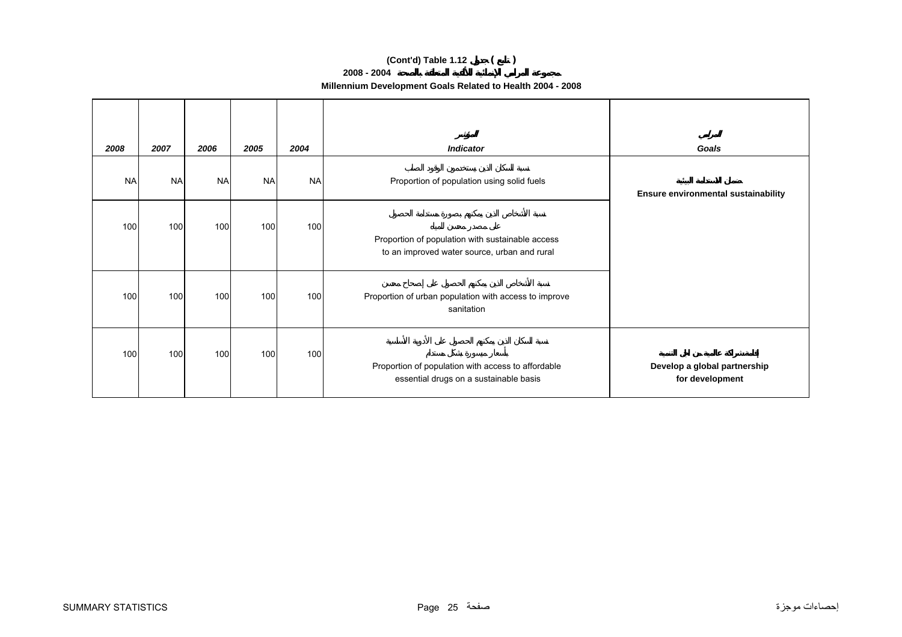**(Cont'd) Table 1.12 جدول ( تابع )**

**2008 - 2004 مجموعة المرامي الإنمائية للألفية المتعلقة بالصحة**

**Millennium Development Goals Related to Health 2004 - 2008**

| 2008 | 2007 | 2006 | 2005 | 2004 | المؤشر<br>Indicator | المرامي<br>Goals |
|---|---|---|---|---|---|---|
| NA | NA | NA | NA | NA | نسبة السكان الذين يستخدمون الوقود الصلب<br>Proportion of population using solid fuels | ضمان الاستدامة البيئية<br>**Ensure environmental sustainability** |
| 100 | 100 | 100 | 100 | 100 | نسبة الأشخاص الذين يمكنهم بصورة مستدامة الحصول على مصدر محسن للمياه<br>Proportion of population with sustainable access to an improved water source, urban and rural | |
| 100 | 100 | 100 | 100 | 100 | نسبة الأشخاص الذين يمكنهم الحصول على إصحاح محسن<br>Proportion of urban population with access to improve sanitation | |
| 100 | 100 | 100 | 100 | 100 | نسبة السكان الذين يمكنهم الحصول على الأدوية الأساسية بأسعار ميسورة بشكل مستدام<br>Proportion of population with access to affordable essential drugs on a sustainable basis | إقامة شراكة عالمية من أجل التنمية<br>**Develop a global partnership for development** |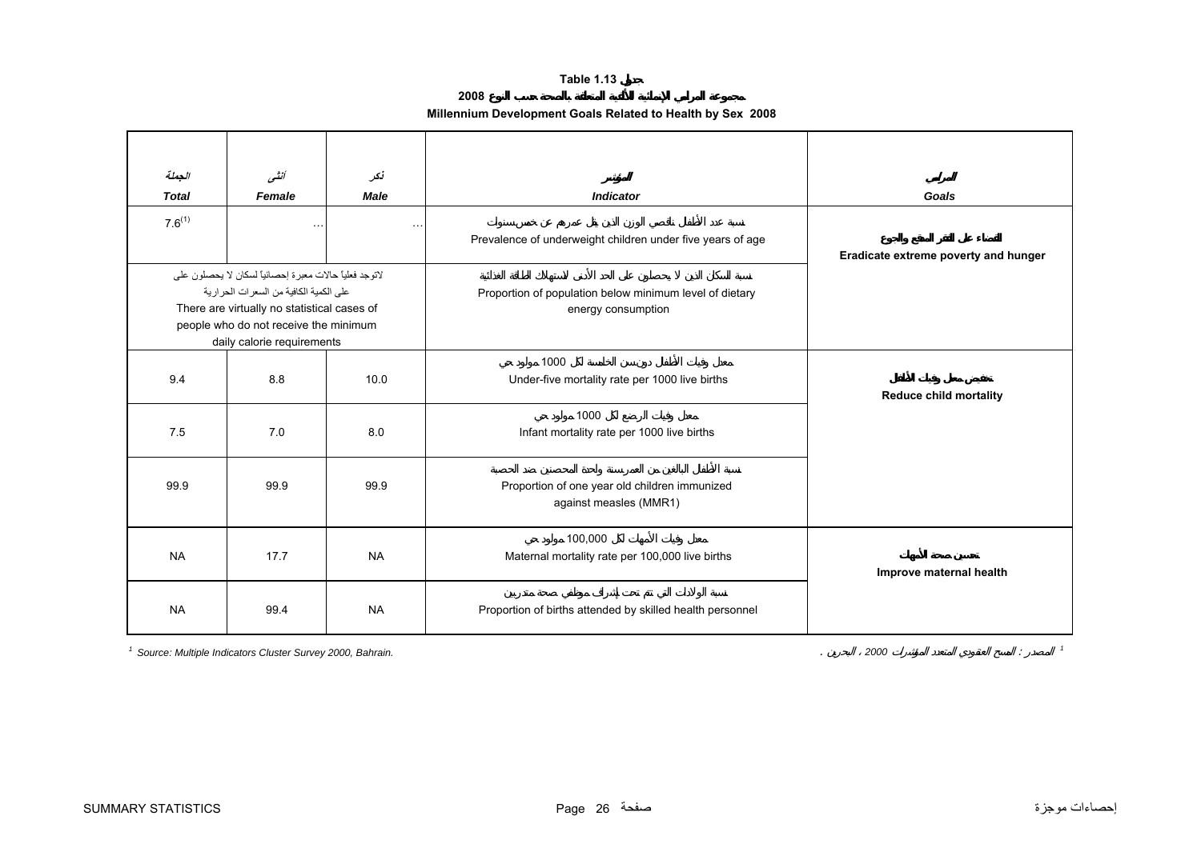**Table 1.13 جدول**

**مجموعة المرامي الإنمائية الألفية المتعلقة بالصحة حسب النوع 2008**

**Millennium Development Goals Related to Health by Sex 2008**

| الجملة<br>*Total* | أنثى<br>*Female* | ذكر<br>*Male* | المؤشر<br>*Indicator* | المرامي<br>*Goals* |
|---|---|---|---|---|
| 7.6[1] | … | … | نسبة عدد الأطفال ناقصي الوزن الذين يقل عمرهم عن خمس سنوات<br>Prevalence of underweight children under five years of age | القضاء على الفقر المدقع والجوع<br>**Eradicate extreme poverty and hunger** |
| لاتوجد فعلياً حالات معبرة إحصائياً لسكان لا يحصلون على على الكمية الكافية من السعرات الحرارية<br>There are virtually no statistical cases of people who do not receive the minimum daily calorie requirements | | | نسبة السكان الذين لا يحصلون على الحد الأدنى لاستهلاك الطاقة الغذائية<br>Proportion of population below minimum level of dietary energy consumption | |
| 9.4 | 8.8 | 10.0 | معدل وفيات الأطفال دون سن الخامسة لكل 1000 مولود حي<br>Under-five mortality rate per 1000 live births | تخفيض معدل وفيات الأطفال<br>**Reduce child mortality** |
| 7.5 | 7.0 | 8.0 | معدل وفيات الرضع لكل 1000 مولود حي<br>Infant mortality rate per 1000 live births | |
| 99.9 | 99.9 | 99.9 | نسبة الأطفال البالغين من العمر سنة واحدة المحصنين ضد الحصبة<br>Proportion of one year old children immunized against measles (MMR1) | |
| NA | 17.7 | NA | معدل وفيات الأمهات لكل 100,000 مولود حي<br>Maternal mortality rate per 100,000 live births | تحسين صحة الأمهات<br>**Improve maternal health** |
| NA | 99.4 | NA | نسبة الولادات التي تتم تحت إشراف موظفي صحة مدربين<br>Proportion of births attended by skilled health personnel | |

[1] *Source: Multiple Indicators Cluster Survey 2000, Bahrain.*

[1] *المصدر : المسح العنقودي المتعدد المؤشرات 2000 ، البحرين .*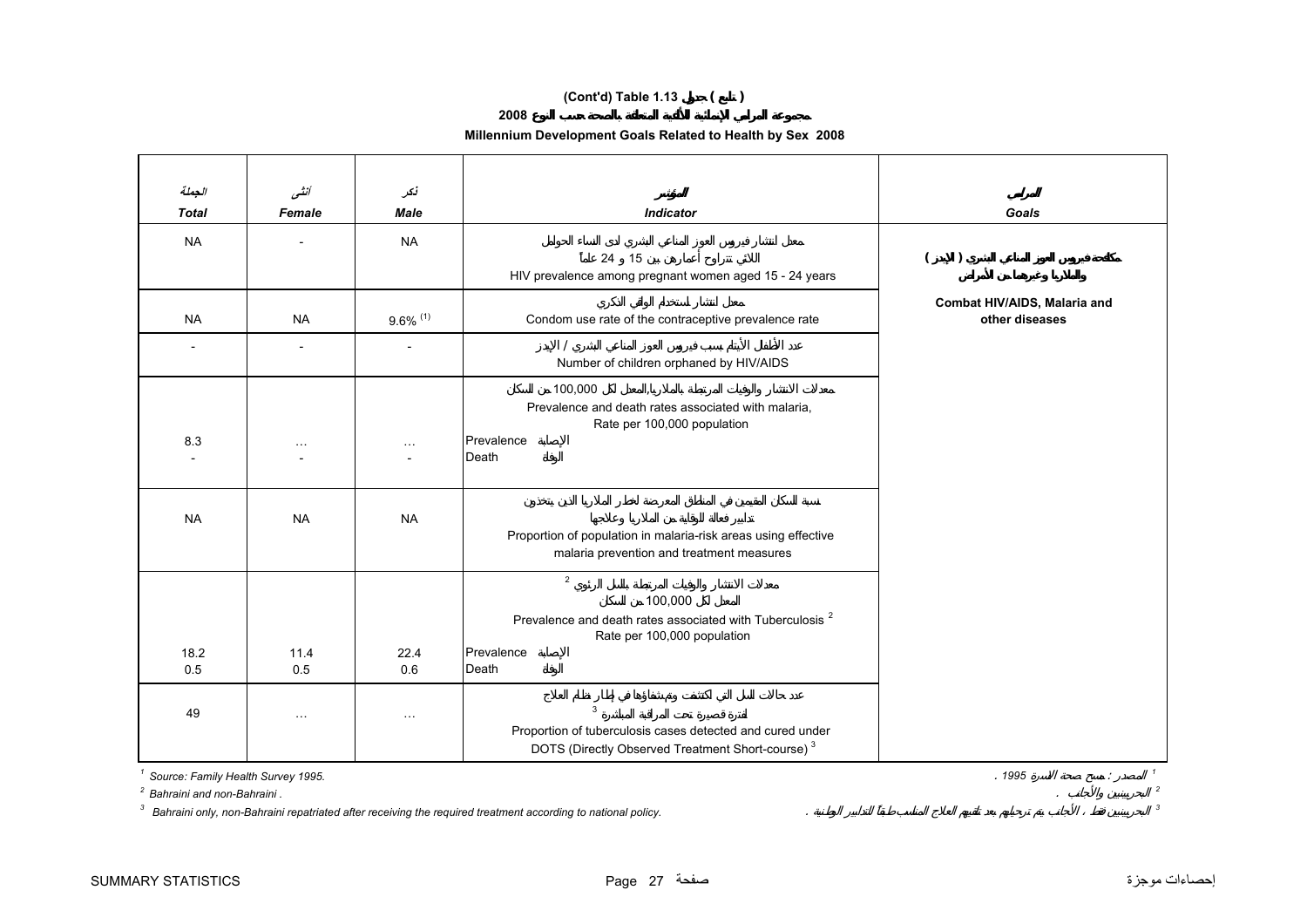**(Cont'd) Table 1.13 جدول ( تابع )**

**مجموعة المرامي الإنمائية الألفية المتعلقة بالصحة حسب النوع 2008**

**Millennium Development Goals Related to Health by Sex 2008**

| الجملة Total | أنثى Female | ذكر Male | المؤشر Indicator | المرامي Goals |
|---|---|---|---|---|
| NA | - | NA | معدل انتشار فيروس العوز المناعي البشري لدى النساء الحوامل اللاتي تتراوح أعمارهن بين 15 و 24 عاماً<br>HIV prevalence among pregnant women aged 15 - 24 years | مكافحة فيروس العوز المناعي البشري ( الإيدز ) والملاريا وغيرهما من الأمراض<br>Combat HIV/AIDS, Malaria and other diseases |
| NA | NA | 9.6% [(1)] | معدل انتشار استخدام الواقي الذكري<br>Condom use rate of the contraceptive prevalence rate | |
| - | - | - | عدد الأطفال الأيتام بسبب فيروس العوز المناعي البشري / الإيدز<br>Number of children orphaned by HIV/AIDS | |
| | | | معدلات الانتشار والوفيات المرتبطة بالملاريا, المعدل لكل 100,000 من السكان<br>Prevalence and death rates associated with malaria, Rate per 100,000 population | |
| 8.3 | … | … | Prevalence الإصابة | |
| - | - | - | Death الوفاة | |
| NA | NA | NA | نسبة السكان المقيمين في المناطق المعرضة لخطر الملاريا الذين يتخذون تدابير فعالة للوقاية من الملاريا وعلاجها<br>Proportion of population in malaria-risk areas using effective malaria prevention and treatment measures | |
| | | | معدلات الانتشار والوفيات المرتبطة بالسل الرئوي [2] المعدل لكل 100,000 من السكان<br>Prevalence and death rates associated with Tuberculosis [2] Rate per 100,000 population | |
| 18.2 | 11.4 | 22.4 | Prevalence الإصابة | |
| 0.5 | 0.5 | 0.6 | Death الوفاة | |
| 49 | … | … | عدد حالات السل التي اكتشفت وتم شفاؤها في إطار نظام العلاج لفترة قصيرة تحت المراقبة المباشرة [3]<br>Proportion of tuberculosis cases detected and cured under DOTS (Directly Observed Treatment Short-course) [3] | |

[1] Source: Family Health Survey 1995. — [1] المصدر : مسح صحة الأسرة 1995 .

[2] Bahraini and non-Bahraini . — [2] البحرينيين والأجانب .

[3] Bahraini only, non-Bahraini repatriated after receiving the required treatment according to national policy. — [3] البحرينيين فقط ، الأجانب يتم ترحيلهم بعد تلقيهم العلاج المناسب طبقاً للتدابير الوطنية .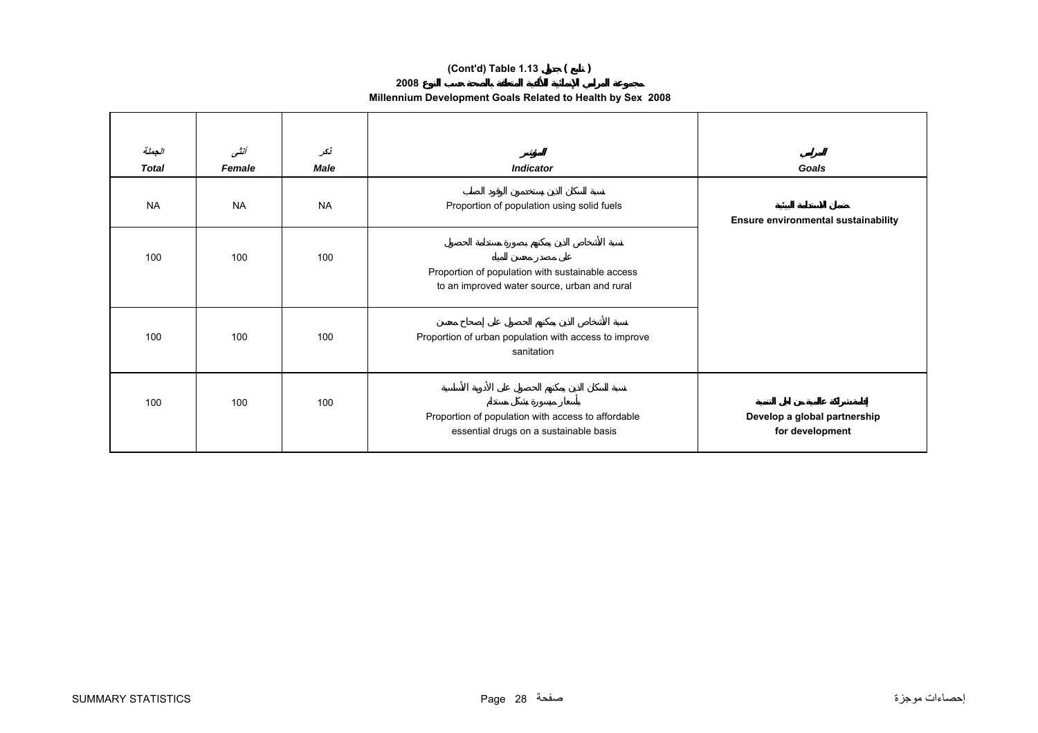**(Cont'd) Table 1.13 جدول ( تابع )**

**مجموعة المرامي الإنمائية الألفية المتعلقة بالصحة حسب النوع 2008**

**Millennium Development Goals Related to Health by Sex 2008**

| الجملة<br>*Total* | أنثى<br>*Female* | ذكر<br>*Male* | المؤشر<br>*Indicator* | المرامي<br>*Goals* |
|---|---|---|---|---|
| NA | NA | NA | نسبة السكان الذين يستخدمون الوقود الصلب<br>Proportion of population using solid fuels | ضمان الاستدامة البيئية<br>**Ensure environmental sustainability** |
| 100 | 100 | 100 | نسبة الأشخاص الذين يمكنهم بصورة مستدامة الحصول على مصدر محسن للمياه<br>Proportion of population with sustainable access to an improved water source, urban and rural | |
| 100 | 100 | 100 | نسبة الأشخاص الذين يمكنهم الحصول على إصحاح محسن<br>Proportion of urban population with access to improve sanitation | |
| 100 | 100 | 100 | نسبة السكان الذين يمكنهم الحصول على الأدوية الأساسية بأسعار ميسورة بشكل مستدام<br>Proportion of population with access to affordable essential drugs on a sustainable basis | إقامة شراكة عالمية من أجل التنمية<br>**Develop a global partnership for development** |